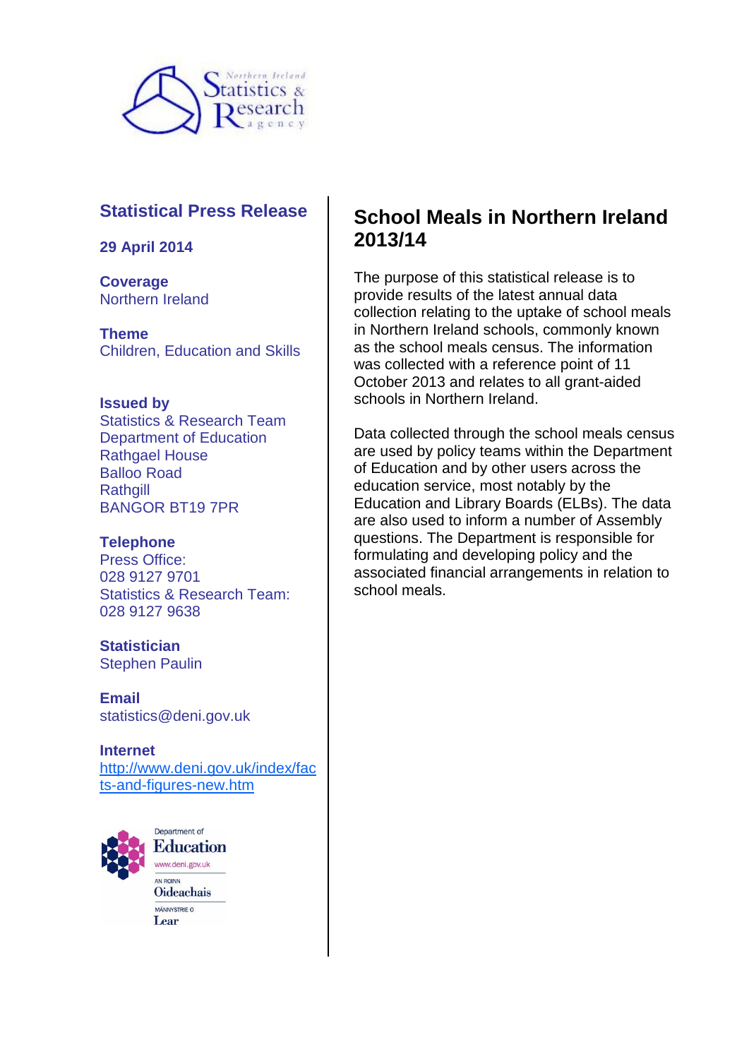Northern Ireland Statistics & Research agency

**Statistical Press Release**

**29 April 2014**

**Coverage**
Northern Ireland

**Theme**
Children, Education and Skills

**Issued by**
Statistics & Research Team
Department of Education
Rathgael House
Balloo Road
Rathgill
BANGOR BT19 7PR

**Telephone**
Press Office:
028 9127 9701
Statistics & Research Team:
028 9127 9638

**Statistician**
Stephen Paulin

**Email**
statistics@deni.gov.uk

**Internet**
[http://www.deni.gov.uk/index/facts-and-figures-new.htm](http://www.deni.gov.uk/index/facts-and-figures-new.htm)

Department of Education
www.deni.gov.uk
An Roinn Oideachais
Männystrie o Lear

# School Meals in Northern Ireland 2013/14

The purpose of this statistical release is to provide results of the latest annual data collection relating to the uptake of school meals in Northern Ireland schools, commonly known as the school meals census. The information was collected with a reference point of 11 October 2013 and relates to all grant-aided schools in Northern Ireland.

Data collected through the school meals census are used by policy teams within the Department of Education and by other users across the education service, most notably by the Education and Library Boards (ELBs). The data are also used to inform a number of Assembly questions. The Department is responsible for formulating and developing policy and the associated financial arrangements in relation to school meals.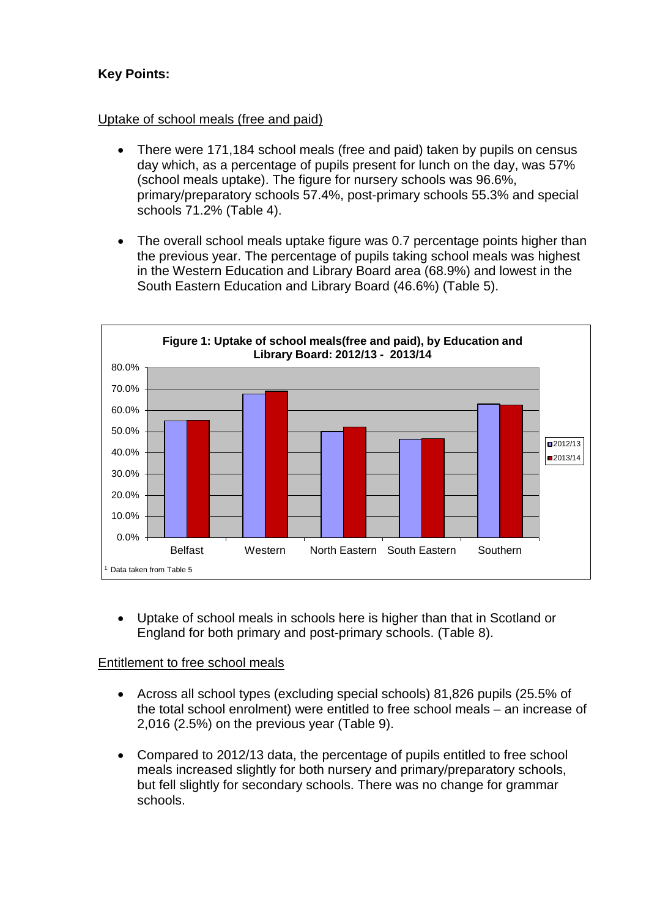**Key Points:**

Uptake of school meals (free and paid)

- There were 171,184 school meals (free and paid) taken by pupils on census day which, as a percentage of pupils present for lunch on the day, was 57% (school meals uptake). The figure for nursery schools was 96.6%, primary/preparatory schools 57.4%, post-primary schools 55.3% and special schools 71.2% (Table 4).

- The overall school meals uptake figure was 0.7 percentage points higher than the previous year. The percentage of pupils taking school meals was highest in the Western Education and Library Board area (68.9%) and lowest in the South Eastern Education and Library Board (46.6%) (Table 5).

**Figure 1: Uptake of school meals(free and paid), by Education and Library Board: 2012/13 - 2013/14**

80.0%
70.0%
60.0%
50.0%
40.0%
30.0%
20.0%
10.0%
0.0%

Belfast
Western
North Eastern
South Eastern
Southern

2012/13
2013/14

1. Data taken from Table 5

- Uptake of school meals in schools here is higher than that in Scotland or England for both primary and post-primary schools. (Table 8).

Entitlement to free school meals

- Across all school types (excluding special schools) 81,826 pupils (25.5% of the total school enrolment) were entitled to free school meals – an increase of 2,016 (2.5%) on the previous year (Table 9).

- Compared to 2012/13 data, the percentage of pupils entitled to free school meals increased slightly for both nursery and primary/preparatory schools, but fell slightly for secondary schools. There was no change for grammar schools.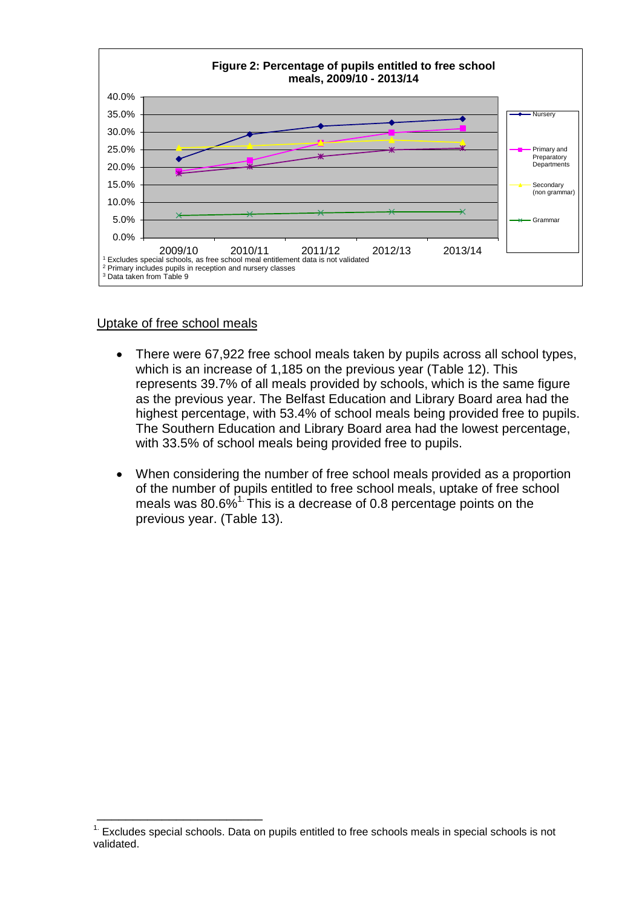**Figure 2: Percentage of pupils entitled to free school meals, 2009/10 - 2013/14**

40.0%
35.0%
30.0%
25.0%
20.0%
15.0%
10.0%
5.0%
0.0%

2009/10 2010/11 2011/12 2012/13 2013/14

Nursery
Primary and Preparatory Departments
Secondary (non grammar)
Grammar

[1] Excludes special schools, as free school meal entitlement data is not validated
[2] Primary includes pupils in reception and nursery classes
[3] Data taken from Table 9

Uptake of free school meals

- There were 67,922 free school meals taken by pupils across all school types, which is an increase of 1,185 on the previous year (Table 12). This represents 39.7% of all meals provided by schools, which is the same figure as the previous year. The Belfast Education and Library Board area had the highest percentage, with 53.4% of school meals being provided free to pupils. The Southern Education and Library Board area had the lowest percentage, with 33.5% of school meals being provided free to pupils.

- When considering the number of free school meals provided as a proportion of the number of pupils entitled to free school meals, uptake of free school meals was 80.6%[1]. This is a decrease of 0.8 percentage points on the previous year. (Table 13).

[1] Excludes special schools. Data on pupils entitled to free schools meals in special schools is not validated.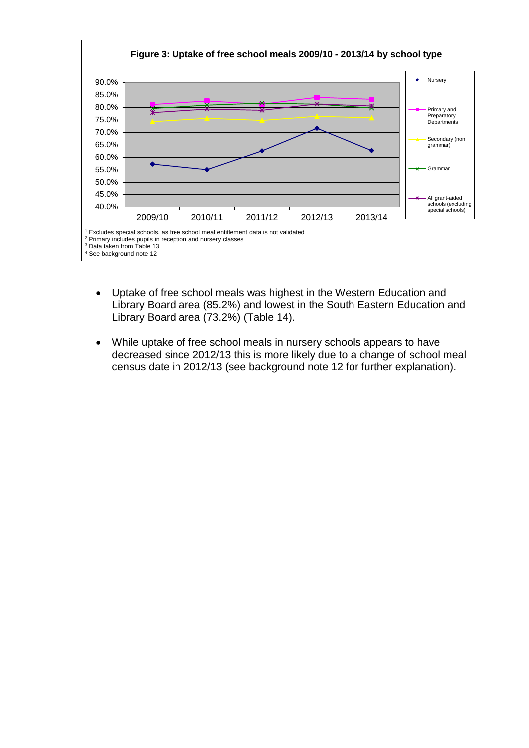**Figure 3: Uptake of free school meals 2009/10 - 2013/14 by school type**

90.0%
85.0%
80.0%
75.0%
70.0%
65.0%
60.0%
55.0%
50.0%
45.0%
40.0%

2009/10 2010/11 2011/12 2012/13 2013/14

Nursery
Primary and Preparatory Departments
Secondary (non grammar)
Grammar
All grant-aided schools (excluding special schools)

[1] Excludes special schools, as free school meal entitlement data is not validated
[2] Primary includes pupils in reception and nursery classes
[3] Data taken from Table 13
[4] See background note 12

- Uptake of free school meals was highest in the Western Education and Library Board area (85.2%) and lowest in the South Eastern Education and Library Board area (73.2%) (Table 14).

- While uptake of free school meals in nursery schools appears to have decreased since 2012/13 this is more likely due to a change of school meal census date in 2012/13 (see background note 12 for further explanation).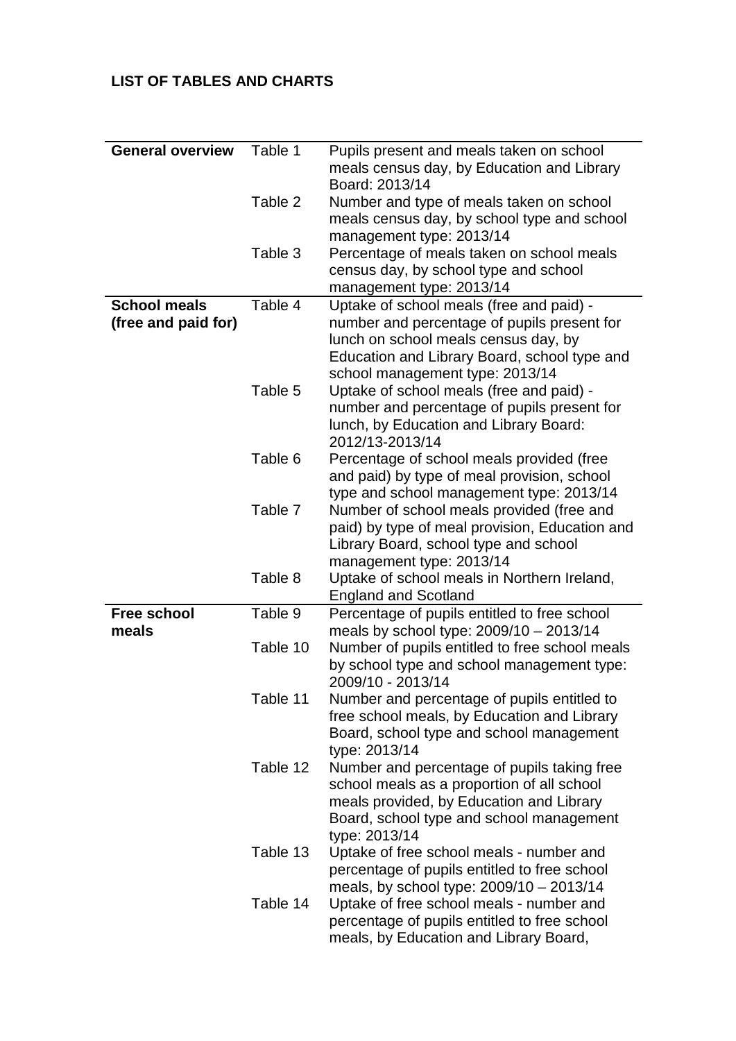**LIST OF TABLES AND CHARTS**

| | | |
|---|---|---|
| **General overview** | Table 1 | Pupils present and meals taken on school meals census day, by Education and Library Board: 2013/14 |
| | Table 2 | Number and type of meals taken on school meals census day, by school type and school management type: 2013/14 |
| | Table 3 | Percentage of meals taken on school meals census day, by school type and school management type: 2013/14 |
| **School meals (free and paid for)** | Table 4 | Uptake of school meals (free and paid) - number and percentage of pupils present for lunch on school meals census day, by Education and Library Board, school type and school management type: 2013/14 |
| | Table 5 | Uptake of school meals (free and paid) - number and percentage of pupils present for lunch, by Education and Library Board: 2012/13-2013/14 |
| | Table 6 | Percentage of school meals provided (free and paid) by type of meal provision, school type and school management type: 2013/14 |
| | Table 7 | Number of school meals provided (free and paid) by type of meal provision, Education and Library Board, school type and school management type: 2013/14 |
| | Table 8 | Uptake of school meals in Northern Ireland, England and Scotland |
| **Free school meals** | Table 9 | Percentage of pupils entitled to free school meals by school type: 2009/10 – 2013/14 |
| | Table 10 | Number of pupils entitled to free school meals by school type and school management type: 2009/10 - 2013/14 |
| | Table 11 | Number and percentage of pupils entitled to free school meals, by Education and Library Board, school type and school management type: 2013/14 |
| | Table 12 | Number and percentage of pupils taking free school meals as a proportion of all school meals provided, by Education and Library Board, school type and school management type: 2013/14 |
| | Table 13 | Uptake of free school meals - number and percentage of pupils entitled to free school meals, by school type: 2009/10 – 2013/14 |
| | Table 14 | Uptake of free school meals - number and percentage of pupils entitled to free school meals, by Education and Library Board, |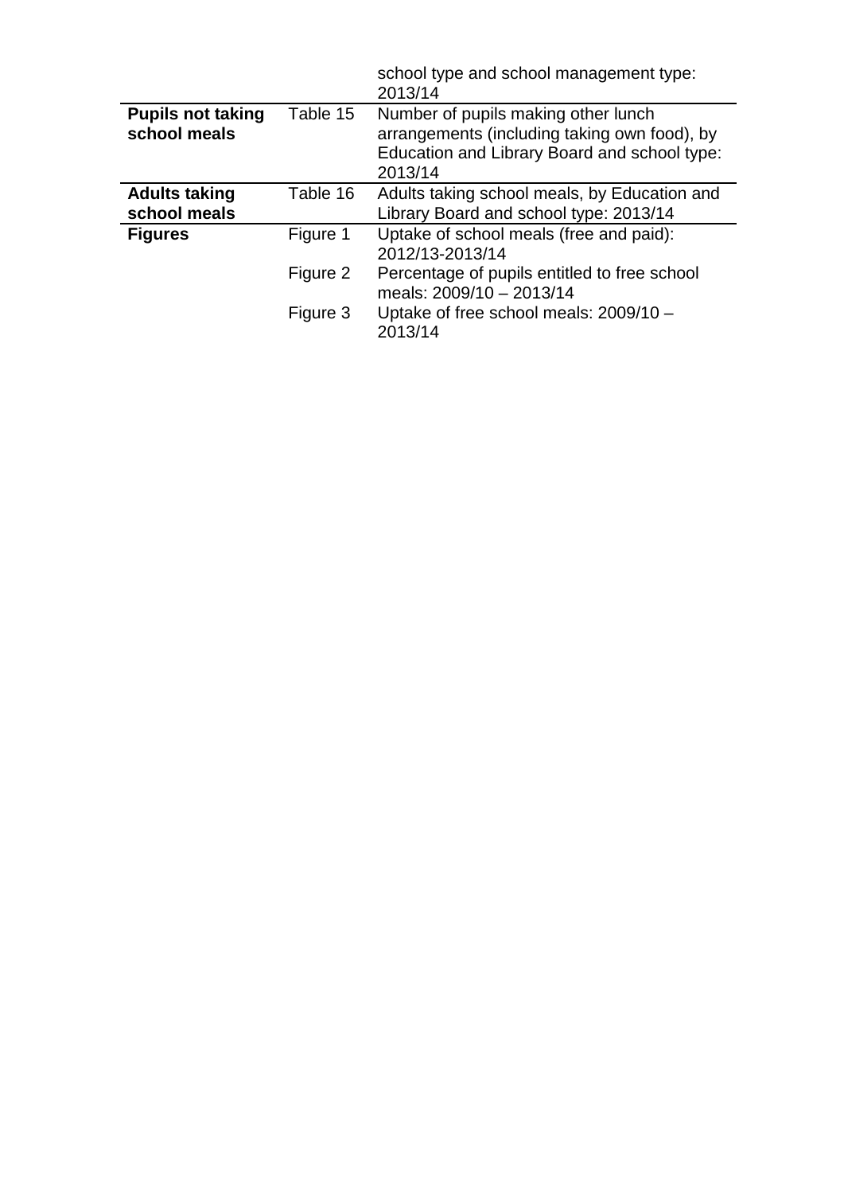| | | |
|---|---|---|
| | | school type and school management type: 2013/14 |
| **Pupils not taking school meals** | Table 15 | Number of pupils making other lunch arrangements (including taking own food), by Education and Library Board and school type: 2013/14 |
| **Adults taking school meals** | Table 16 | Adults taking school meals, by Education and Library Board and school type: 2013/14 |
| **Figures** | Figure 1 | Uptake of school meals (free and paid): 2012/13-2013/14 |
| | Figure 2 | Percentage of pupils entitled to free school meals: 2009/10 – 2013/14 |
| | Figure 3 | Uptake of free school meals: 2009/10 – 2013/14 |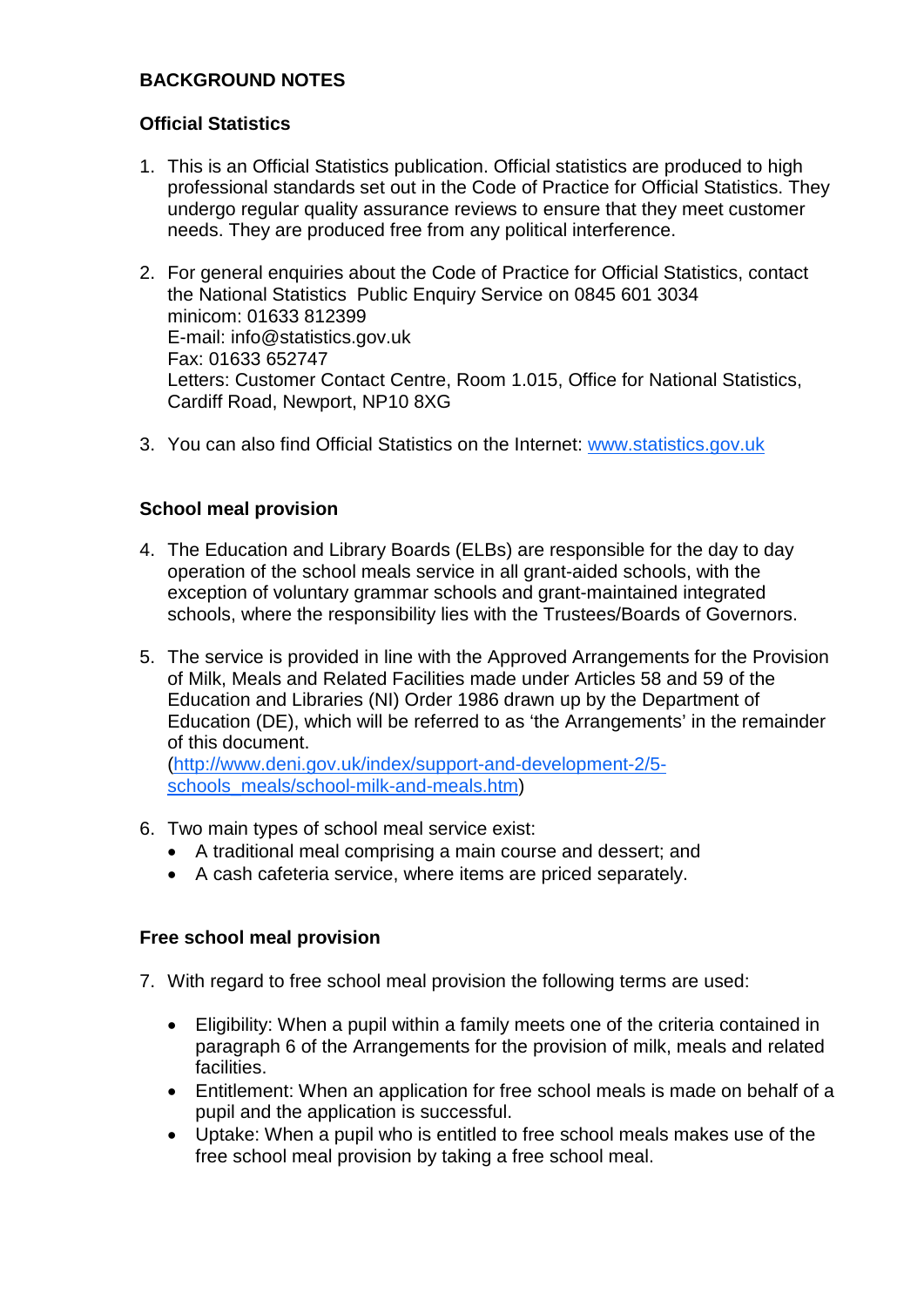## BACKGROUND NOTES

### Official Statistics

1. This is an Official Statistics publication. Official statistics are produced to high professional standards set out in the Code of Practice for Official Statistics. They undergo regular quality assurance reviews to ensure that they meet customer needs. They are produced free from any political interference.

2. For general enquiries about the Code of Practice for Official Statistics, contact the National Statistics Public Enquiry Service on 0845 601 3034
   minicom: 01633 812399
   E-mail: info@statistics.gov.uk
   Fax: 01633 652747
   Letters: Customer Contact Centre, Room 1.015, Office for National Statistics, Cardiff Road, Newport, NP10 8XG

3. You can also find Official Statistics on the Internet: [www.statistics.gov.uk](www.statistics.gov.uk)

### School meal provision

4. The Education and Library Boards (ELBs) are responsible for the day to day operation of the school meals service in all grant-aided schools, with the exception of voluntary grammar schools and grant-maintained integrated schools, where the responsibility lies with the Trustees/Boards of Governors.

5. The service is provided in line with the Approved Arrangements for the Provision of Milk, Meals and Related Facilities made under Articles 58 and 59 of the Education and Libraries (NI) Order 1986 drawn up by the Department of Education (DE), which will be referred to as 'the Arrangements' in the remainder of this document.
   ([http://www.deni.gov.uk/index/support-and-development-2/5-schools_meals/school-milk-and-meals.htm](http://www.deni.gov.uk/index/support-and-development-2/5-schools_meals/school-milk-and-meals.htm))

6. Two main types of school meal service exist:
   - A traditional meal comprising a main course and dessert; and
   - A cash cafeteria service, where items are priced separately.

### Free school meal provision

7. With regard to free school meal provision the following terms are used:

   - Eligibility: When a pupil within a family meets one of the criteria contained in paragraph 6 of the Arrangements for the provision of milk, meals and related facilities.
   - Entitlement: When an application for free school meals is made on behalf of a pupil and the application is successful.
   - Uptake: When a pupil who is entitled to free school meals makes use of the free school meal provision by taking a free school meal.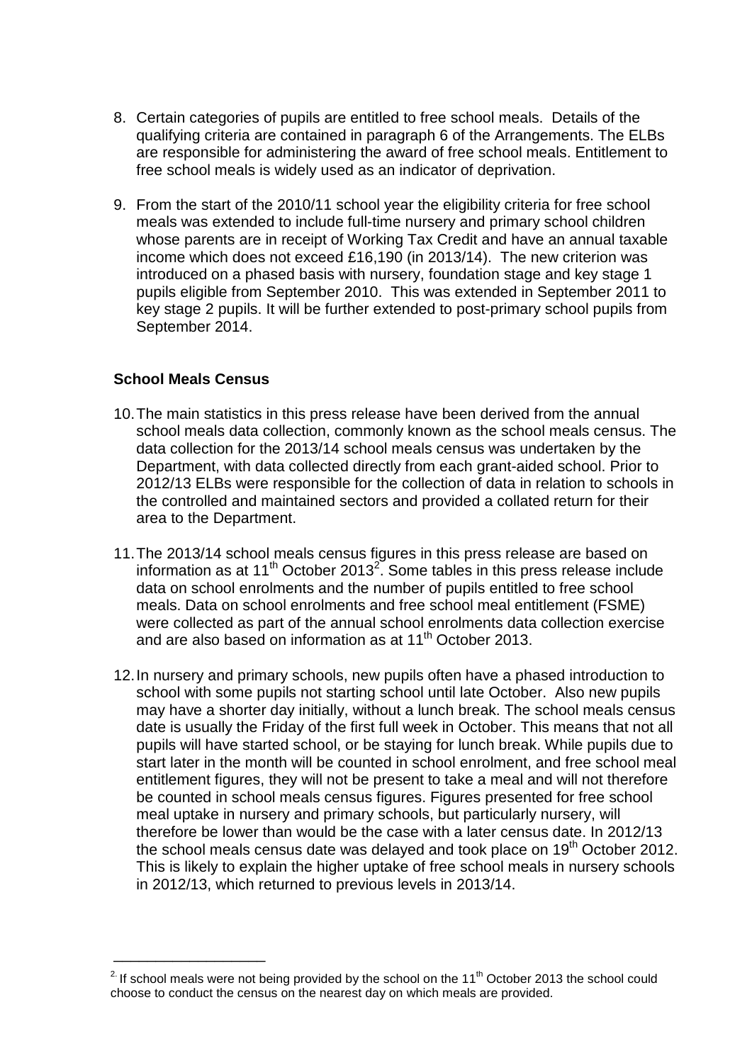8. Certain categories of pupils are entitled to free school meals. Details of the qualifying criteria are contained in paragraph 6 of the Arrangements. The ELBs are responsible for administering the award of free school meals. Entitlement to free school meals is widely used as an indicator of deprivation.

9. From the start of the 2010/11 school year the eligibility criteria for free school meals was extended to include full-time nursery and primary school children whose parents are in receipt of Working Tax Credit and have an annual taxable income which does not exceed £16,190 (in 2013/14). The new criterion was introduced on a phased basis with nursery, foundation stage and key stage 1 pupils eligible from September 2010. This was extended in September 2011 to key stage 2 pupils. It will be further extended to post-primary school pupils from September 2014.

### School Meals Census

10. The main statistics in this press release have been derived from the annual school meals data collection, commonly known as the school meals census. The data collection for the 2013/14 school meals census was undertaken by the Department, with data collected directly from each grant-aided school. Prior to 2012/13 ELBs were responsible for the collection of data in relation to schools in the controlled and maintained sectors and provided a collated return for their area to the Department.

11. The 2013/14 school meals census figures in this press release are based on information as at 11th October 2013[2]. Some tables in this press release include data on school enrolments and the number of pupils entitled to free school meals. Data on school enrolments and free school meal entitlement (FSME) were collected as part of the annual school enrolments data collection exercise and are also based on information as at 11th October 2013.

12. In nursery and primary schools, new pupils often have a phased introduction to school with some pupils not starting school until late October. Also new pupils may have a shorter day initially, without a lunch break. The school meals census date is usually the Friday of the first full week in October. This means that not all pupils will have started school, or be staying for lunch break. While pupils due to start later in the month will be counted in school enrolment, and free school meal entitlement figures, they will not be present to take a meal and will not therefore be counted in school meals census figures. Figures presented for free school meal uptake in nursery and primary schools, but particularly nursery, will therefore be lower than would be the case with a later census date. In 2012/13 the school meals census date was delayed and took place on 19th October 2012. This is likely to explain the higher uptake of free school meals in nursery schools in 2012/13, which returned to previous levels in 2013/14.

---

[2] If school meals were not being provided by the school on the 11th October 2013 the school could choose to conduct the census on the nearest day on which meals are provided.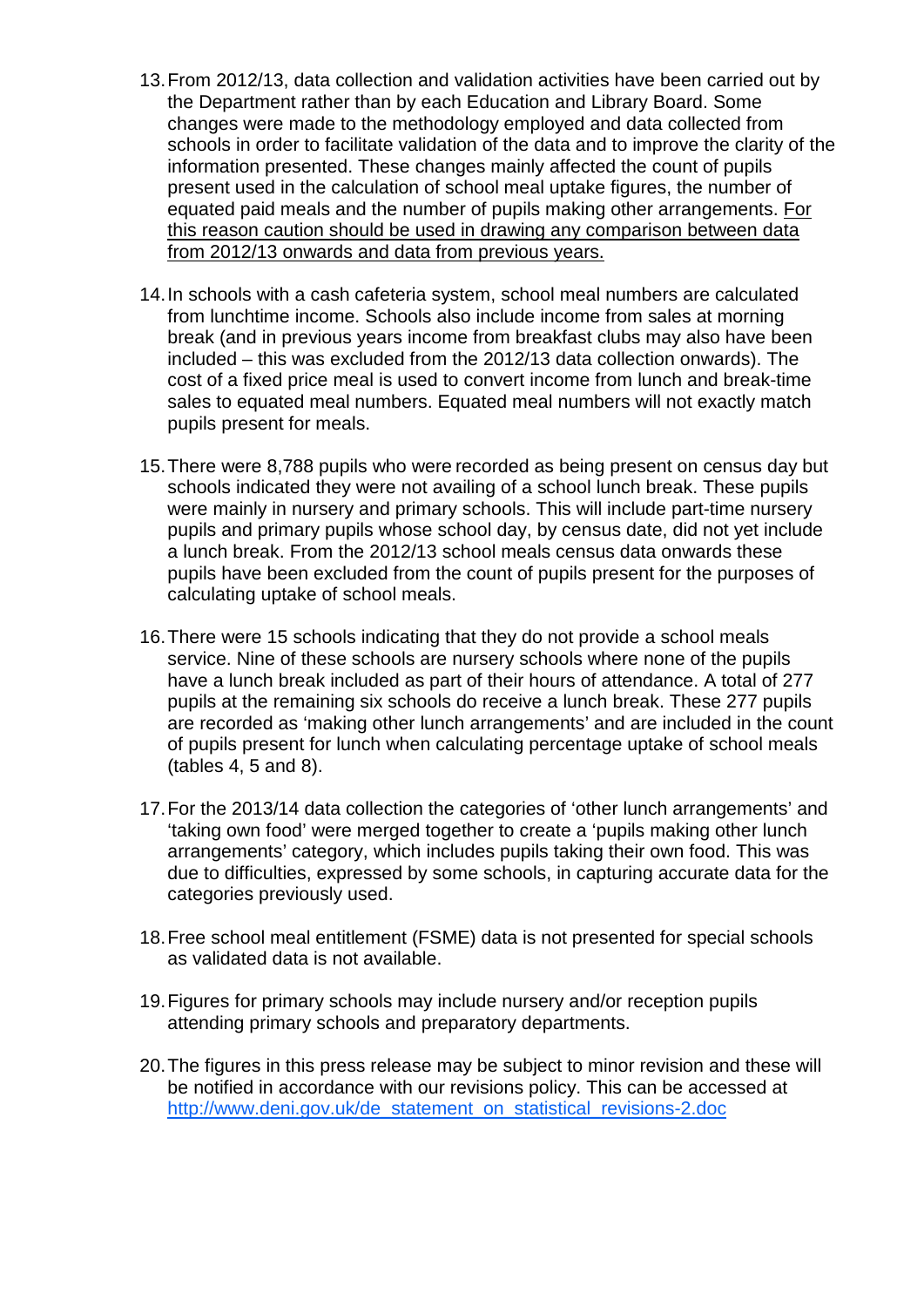13. From 2012/13, data collection and validation activities have been carried out by the Department rather than by each Education and Library Board. Some changes were made to the methodology employed and data collected from schools in order to facilitate validation of the data and to improve the clarity of the information presented. These changes mainly affected the count of pupils present used in the calculation of school meal uptake figures, the number of equated paid meals and the number of pupils making other arrangements. <u>For this reason caution should be used in drawing any comparison between data from 2012/13 onwards and data from previous years.</u>

14. In schools with a cash cafeteria system, school meal numbers are calculated from lunchtime income. Schools also include income from sales at morning break (and in previous years income from breakfast clubs may also have been included – this was excluded from the 2012/13 data collection onwards). The cost of a fixed price meal is used to convert income from lunch and break-time sales to equated meal numbers. Equated meal numbers will not exactly match pupils present for meals.

15. There were 8,788 pupils who were recorded as being present on census day but schools indicated they were not availing of a school lunch break. These pupils were mainly in nursery and primary schools. This will include part-time nursery pupils and primary pupils whose school day, by census date, did not yet include a lunch break. From the 2012/13 school meals census data onwards these pupils have been excluded from the count of pupils present for the purposes of calculating uptake of school meals.

16. There were 15 schools indicating that they do not provide a school meals service. Nine of these schools are nursery schools where none of the pupils have a lunch break included as part of their hours of attendance. A total of 277 pupils at the remaining six schools do receive a lunch break. These 277 pupils are recorded as 'making other lunch arrangements' and are included in the count of pupils present for lunch when calculating percentage uptake of school meals (tables 4, 5 and 8).

17. For the 2013/14 data collection the categories of 'other lunch arrangements' and 'taking own food' were merged together to create a 'pupils making other lunch arrangements' category, which includes pupils taking their own food. This was due to difficulties, expressed by some schools, in capturing accurate data for the categories previously used.

18. Free school meal entitlement (FSME) data is not presented for special schools as validated data is not available.

19. Figures for primary schools may include nursery and/or reception pupils attending primary schools and preparatory departments.

20. The figures in this press release may be subject to minor revision and these will be notified in accordance with our revisions policy. This can be accessed at [http://www.deni.gov.uk/de_statement_on_statistical_revisions-2.doc](http://www.deni.gov.uk/de_statement_on_statistical_revisions-2.doc)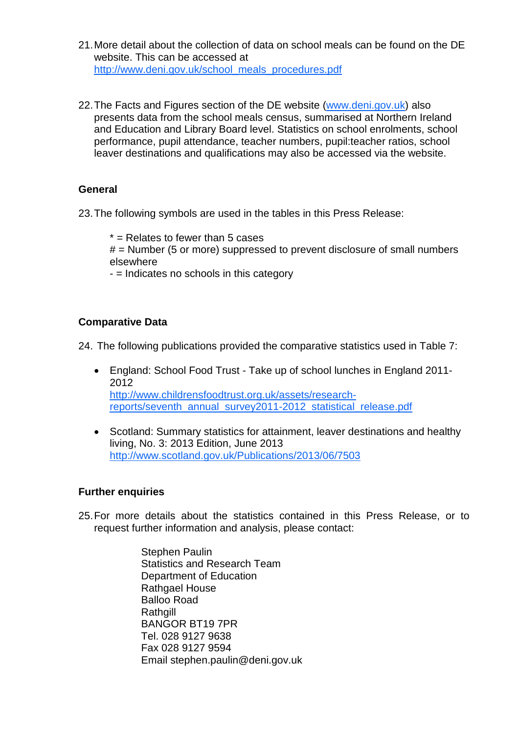21. More detail about the collection of data on school meals can be found on the DE website. This can be accessed at http://www.deni.gov.uk/school_meals_procedures.pdf

22. The Facts and Figures section of the DE website (www.deni.gov.uk) also presents data from the school meals census, summarised at Northern Ireland and Education and Library Board level. Statistics on school enrolments, school performance, pupil attendance, teacher numbers, pupil:teacher ratios, school leaver destinations and qualifications may also be accessed via the website.

**General**

23. The following symbols are used in the tables in this Press Release:

* = Relates to fewer than 5 cases
# = Number (5 or more) suppressed to prevent disclosure of small numbers elsewhere
- = Indicates no schools in this category

**Comparative Data**

24. The following publications provided the comparative statistics used in Table 7:

- England: School Food Trust - Take up of school lunches in England 2011-2012
  http://www.childrensfoodtrust.org.uk/assets/research-reports/seventh_annual_survey2011-2012_statistical_release.pdf

- Scotland: Summary statistics for attainment, leaver destinations and healthy living, No. 3: 2013 Edition, June 2013
  http://www.scotland.gov.uk/Publications/2013/06/7503

**Further enquiries**

25. For more details about the statistics contained in this Press Release, or to request further information and analysis, please contact:

Stephen Paulin
Statistics and Research Team
Department of Education
Rathgael House
Balloo Road
Rathgill
BANGOR BT19 7PR
Tel. 028 9127 9638
Fax 028 9127 9594
Email stephen.paulin@deni.gov.uk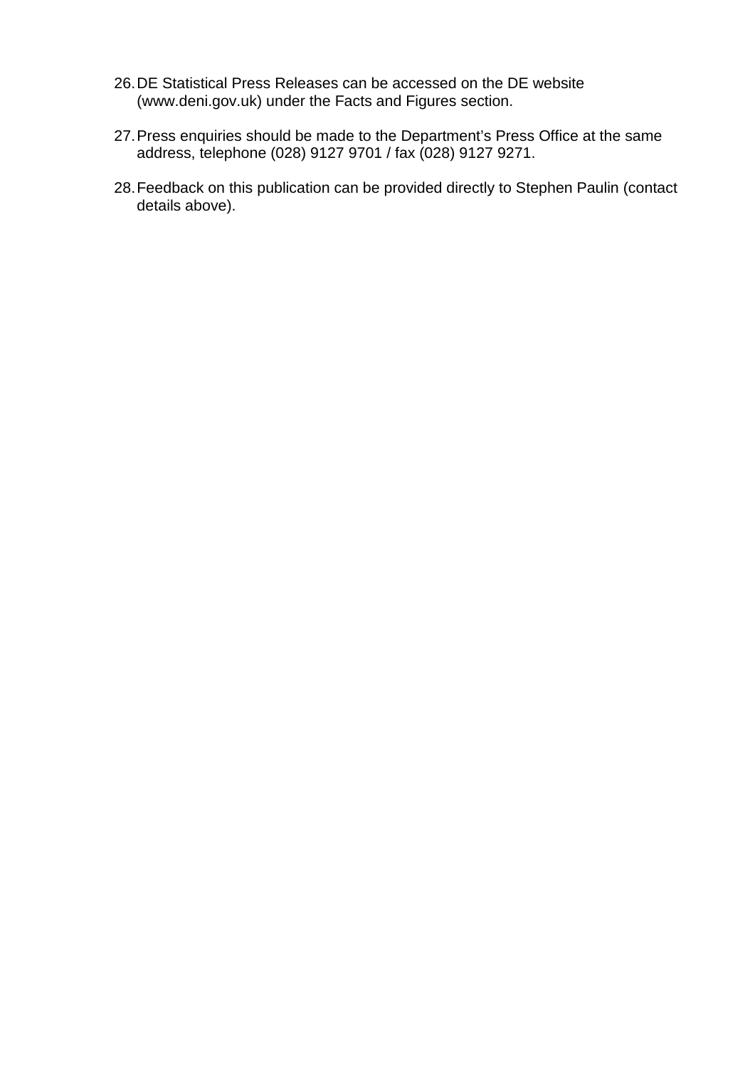26. DE Statistical Press Releases can be accessed on the DE website (www.deni.gov.uk) under the Facts and Figures section.

27. Press enquiries should be made to the Department's Press Office at the same address, telephone (028) 9127 9701 / fax (028) 9127 9271.

28. Feedback on this publication can be provided directly to Stephen Paulin (contact details above).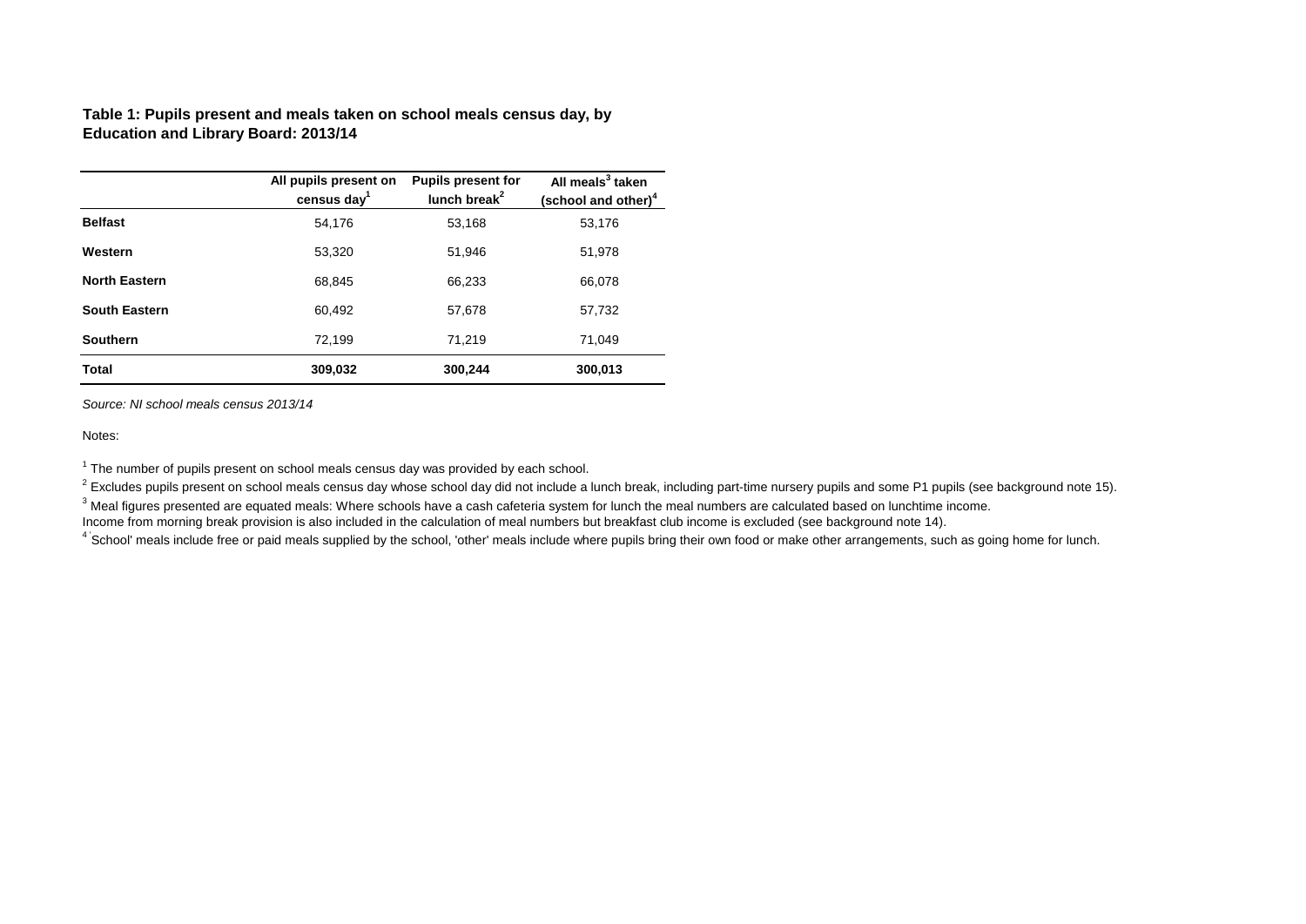**Table 1: Pupils present and meals taken on school meals census day, by Education and Library Board: 2013/14**

| | All pupils present on census day[1] | Pupils present for lunch break[2] | All meals[3] taken (school and other)[4] |
|---|---|---|---|
| **Belfast** | 54,176 | 53,168 | 53,176 |
| **Western** | 53,320 | 51,946 | 51,978 |
| **North Eastern** | 68,845 | 66,233 | 66,078 |
| **South Eastern** | 60,492 | 57,678 | 57,732 |
| **Southern** | 72,199 | 71,219 | 71,049 |
| **Total** | **309,032** | **300,244** | **300,013** |

*Source: NI school meals census 2013/14*

Notes:

[1] The number of pupils present on school meals census day was provided by each school.

[2] Excludes pupils present on school meals census day whose school day did not include a lunch break, including part-time nursery pupils and some P1 pupils (see background note 15).

[3] Meal figures presented are equated meals: Where schools have a cash cafeteria system for lunch the meal numbers are calculated based on lunchtime income.
Income from morning break provision is also included in the calculation of meal numbers but breakfast club income is excluded (see background note 14).

[4] 'School' meals include free or paid meals supplied by the school, 'other' meals include where pupils bring their own food or make other arrangements, such as going home for lunch.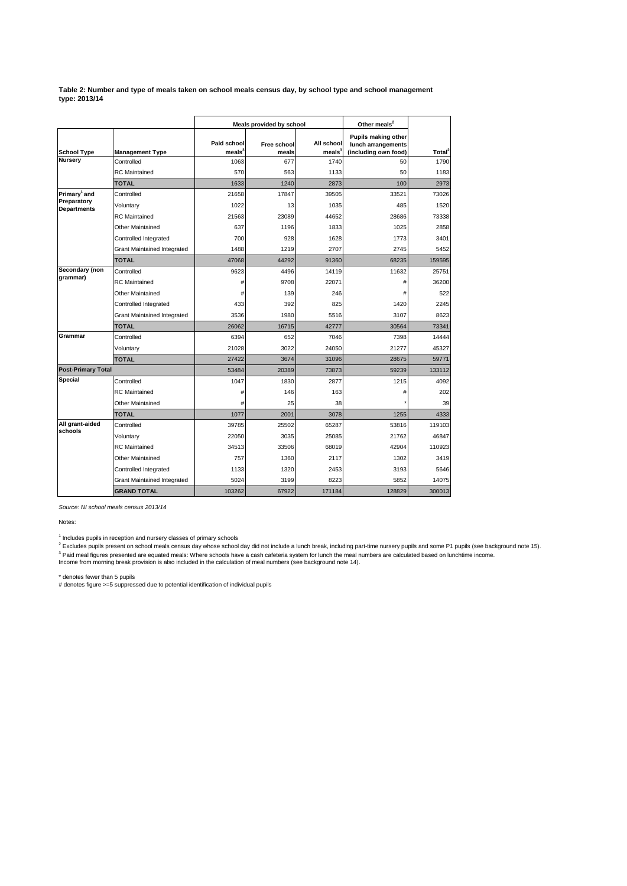**Table 2: Number and type of meals taken on school meals census day, by school type and school management type: 2013/14**

| | | Meals provided by school | | | Other meals[2] | |
|---|---|---|---|---|---|---|
| **School Type** | **Management Type** | **Paid school meals[3]** | **Free school meals** | **All school meals[3]** | **Pupils making other lunch arrangements (including own food)** | **Total[2]** |
| **Nursery** | Controlled | 1063 | 677 | 1740 | 50 | 1790 |
| | RC Maintained | 570 | 563 | 1133 | 50 | 1183 |
| | **TOTAL** | 1633 | 1240 | 2873 | 100 | 2973 |
| **Primary[1] and Preparatory Departments** | Controlled | 21658 | 17847 | 39505 | 33521 | 73026 |
| | Voluntary | 1022 | 13 | 1035 | 485 | 1520 |
| | RC Maintained | 21563 | 23089 | 44652 | 28686 | 73338 |
| | Other Maintained | 637 | 1196 | 1833 | 1025 | 2858 |
| | Controlled Integrated | 700 | 928 | 1628 | 1773 | 3401 |
| | Grant Maintained Integrated | 1488 | 1219 | 2707 | 2745 | 5452 |
| | **TOTAL** | 47068 | 44292 | 91360 | 68235 | 159595 |
| **Secondary (non grammar)** | Controlled | 9623 | 4496 | 14119 | 11632 | 25751 |
| | RC Maintained | # | 9708 | 22071 | # | 36200 |
| | Other Maintained | # | 139 | 246 | # | 522 |
| | Controlled Integrated | 433 | 392 | 825 | 1420 | 2245 |
| | Grant Maintained Integrated | 3536 | 1980 | 5516 | 3107 | 8623 |
| | **TOTAL** | 26062 | 16715 | 42777 | 30564 | 73341 |
| **Grammar** | Controlled | 6394 | 652 | 7046 | 7398 | 14444 |
| | Voluntary | 21028 | 3022 | 24050 | 21277 | 45327 |
| | **TOTAL** | 27422 | 3674 | 31096 | 28675 | 59771 |
| **Post-Primary Total** | | 53484 | 20389 | 73873 | 59239 | 133112 |
| **Special** | Controlled | 1047 | 1830 | 2877 | 1215 | 4092 |
| | RC Maintained | # | 146 | 163 | # | 202 |
| | Other Maintained | # | 25 | 38 | * | 39 |
| | **TOTAL** | 1077 | 2001 | 3078 | 1255 | 4333 |
| **All grant-aided schools** | Controlled | 39785 | 25502 | 65287 | 53816 | 119103 |
| | Voluntary | 22050 | 3035 | 25085 | 21762 | 46847 |
| | RC Maintained | 34513 | 33506 | 68019 | 42904 | 110923 |
| | Other Maintained | 757 | 1360 | 2117 | 1302 | 3419 |
| | Controlled Integrated | 1133 | 1320 | 2453 | 3193 | 5646 |
| | Grant Maintained Integrated | 5024 | 3199 | 8223 | 5852 | 14075 |
| | **GRAND TOTAL** | 103262 | 67922 | 171184 | 128829 | 300013 |

*Source: NI school meals census 2013/14*

Notes:

[1] Includes pupils in reception and nursery classes of primary schools
[2] Excludes pupils present on school meals census day whose school day did not include a lunch break, including part-time nursery pupils and some P1 pupils (see background note 15).
[3] Paid meal figures presented are equated meals: Where schools have a cash cafeteria system for lunch the meal numbers are calculated based on lunchtime income.
Income from morning break provision is also included in the calculation of meal numbers (see background note 14).

* denotes fewer than 5 pupils
# denotes figure >=5 suppressed due to potential identification of individual pupils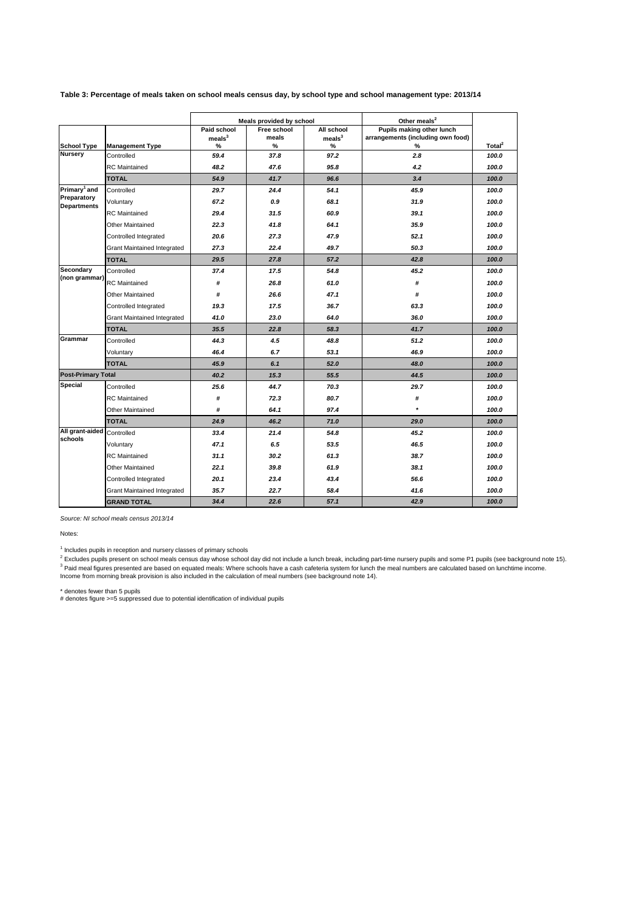**Table 3: Percentage of meals taken on school meals census day, by school type and school management type: 2013/14**

| | | Meals provided by school | | | Other meals[2] | |
|---|---|---|---|---|---|---|
| School Type | Management Type | Paid school meals[3] % | Free school meals % | All school meals[3] % | Pupils making other lunch arrangements (including own food) % | Total[2] |
| Nursery | Controlled | 59.4 | 37.8 | 97.2 | 2.8 | 100.0 |
| | RC Maintained | 48.2 | 47.6 | 95.8 | 4.2 | 100.0 |
| | **TOTAL** | 54.9 | 41.7 | 96.6 | 3.4 | 100.0 |
| Primary[1] and Preparatory Departments | Controlled | 29.7 | 24.4 | 54.1 | 45.9 | 100.0 |
| | Voluntary | 67.2 | 0.9 | 68.1 | 31.9 | 100.0 |
| | RC Maintained | 29.4 | 31.5 | 60.9 | 39.1 | 100.0 |
| | Other Maintained | 22.3 | 41.8 | 64.1 | 35.9 | 100.0 |
| | Controlled Integrated | 20.6 | 27.3 | 47.9 | 52.1 | 100.0 |
| | Grant Maintained Integrated | 27.3 | 22.4 | 49.7 | 50.3 | 100.0 |
| | **TOTAL** | 29.5 | 27.8 | 57.2 | 42.8 | 100.0 |
| Secondary (non grammar) | Controlled | 37.4 | 17.5 | 54.8 | 45.2 | 100.0 |
| | RC Maintained | # | 26.8 | 61.0 | # | 100.0 |
| | Other Maintained | # | 26.6 | 47.1 | # | 100.0 |
| | Controlled Integrated | 19.3 | 17.5 | 36.7 | 63.3 | 100.0 |
| | Grant Maintained Integrated | 41.0 | 23.0 | 64.0 | 36.0 | 100.0 |
| | **TOTAL** | 35.5 | 22.8 | 58.3 | 41.7 | 100.0 |
| Grammar | Controlled | 44.3 | 4.5 | 48.8 | 51.2 | 100.0 |
| | Voluntary | 46.4 | 6.7 | 53.1 | 46.9 | 100.0 |
| | **TOTAL** | 45.9 | 6.1 | 52.0 | 48.0 | 100.0 |
| **Post-Primary Total** | | 40.2 | 15.3 | 55.5 | 44.5 | 100.0 |
| Special | Controlled | 25.6 | 44.7 | 70.3 | 29.7 | 100.0 |
| | RC Maintained | # | 72.3 | 80.7 | # | 100.0 |
| | Other Maintained | # | 64.1 | 97.4 | * | 100.0 |
| | **TOTAL** | 24.9 | 46.2 | 71.0 | 29.0 | 100.0 |
| All grant-aided schools | Controlled | 33.4 | 21.4 | 54.8 | 45.2 | 100.0 |
| | Voluntary | 47.1 | 6.5 | 53.5 | 46.5 | 100.0 |
| | RC Maintained | 31.1 | 30.2 | 61.3 | 38.7 | 100.0 |
| | Other Maintained | 22.1 | 39.8 | 61.9 | 38.1 | 100.0 |
| | Controlled Integrated | 20.1 | 23.4 | 43.4 | 56.6 | 100.0 |
| | Grant Maintained Integrated | 35.7 | 22.7 | 58.4 | 41.6 | 100.0 |
| | **GRAND TOTAL** | 34.4 | 22.6 | 57.1 | 42.9 | 100.0 |

*Source: NI school meals census 2013/14*

Notes:

[1] Includes pupils in reception and nursery classes of primary schools

[2] Excludes pupils present on school meals census day whose school day did not include a lunch break, including part-time nursery pupils and some P1 pupils (see background note 15).

[3] Paid meal figures presented are based on equated meals: Where schools have a cash cafeteria system for lunch the meal numbers are calculated based on lunchtime income. Income from morning break provision is also included in the calculation of meal numbers (see background note 14).

\* denotes fewer than 5 pupils

\# denotes figure >=5 suppressed due to potential identification of individual pupils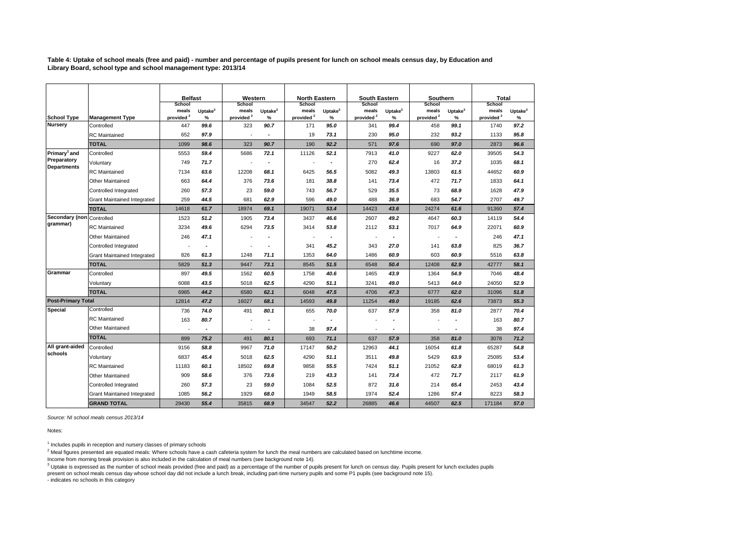**Table 4: Uptake of school meals (free and paid) - number and percentage of pupils present for lunch on school meals census day, by Education and Library Board, school type and school management type: 2013/14**

| | | Belfast | | Western | | North Eastern | | South Eastern | | Southern | | Total | |
|---|---|---|---|---|---|---|---|---|---|---|---|---|---|
| **School Type** | **Management Type** | School meals provided [2] | Uptake[3] % | School meals provided [2] | Uptake[3] % | School meals provided [2] | Uptake[3] % | School meals provided [2] | Uptake[3] % | School meals provided [2] | Uptake[3] % | School meals provided [2] | Uptake[3] % |
| **Nursery** | Controlled | 447 | *99.6* | 323 | *90.7* | 171 | *95.0* | 341 | *99.4* | 458 | *99.1* | 1740 | *97.2* |
| | RC Maintained | 652 | *97.9* | - | - | 19 | *73.1* | 230 | *95.0* | 232 | *93.2* | 1133 | *95.8* |
| | **TOTAL** | 1099 | *98.6* | 323 | *90.7* | 190 | *92.2* | 571 | *97.6* | 690 | *97.0* | 2873 | *96.6* |
| **Primary[1] and Preparatory Departments** | Controlled | 5553 | *59.4* | 5686 | *72.1* | 11126 | *52.1* | 7913 | *41.0* | 9227 | *62.0* | 39505 | *54.3* |
| | Voluntary | 749 | *71.7* | - | - | - | - | 270 | *62.4* | 16 | *37.2* | 1035 | *68.1* |
| | RC Maintained | 7134 | *63.6* | 12208 | *68.1* | 6425 | *56.5* | 5082 | *49.3* | 13803 | *61.5* | 44652 | *60.9* |
| | Other Maintained | 663 | *64.4* | 376 | *73.6* | 181 | *38.8* | 141 | *73.4* | 472 | *71.7* | 1833 | *64.1* |
| | Controlled Integrated | 260 | *57.3* | 23 | *59.0* | 743 | *56.7* | 529 | *35.5* | 73 | *68.9* | 1628 | *47.9* |
| | Grant Maintained Integrated | 259 | *44.5* | 681 | *62.9* | 596 | *49.0* | 488 | *36.9* | 683 | *54.7* | 2707 | *49.7* |
| | **TOTAL** | 14618 | *61.7* | 18974 | *69.1* | 19071 | *53.4* | 14423 | *43.6* | 24274 | *61.6* | 91360 | *57.4* |
| **Secondary (non grammar)** | Controlled | 1523 | *51.2* | 1905 | *73.4* | 3437 | *46.6* | 2607 | *49.2* | 4647 | *60.3* | 14119 | *54.4* |
| | RC Maintained | 3234 | *49.6* | 6294 | *73.5* | 3414 | *53.8* | 2112 | *53.1* | 7017 | *64.9* | 22071 | *60.9* |
| | Other Maintained | 246 | *47.1* | - | - | - | - | - | - | - | - | 246 | *47.1* |
| | Controlled Integrated | - | - | - | - | 341 | *45.2* | 343 | *27.0* | 141 | *63.8* | 825 | *36.7* |
| | Grant Maintained Integrated | 826 | *61.3* | 1248 | *71.1* | 1353 | *64.0* | 1486 | *60.9* | 603 | *60.9* | 5516 | *63.8* |
| | **TOTAL** | 5829 | *51.3* | 9447 | *73.1* | 8545 | *51.5* | 6548 | *50.4* | 12408 | *62.9* | 42777 | *58.1* |
| **Grammar** | Controlled | 897 | *49.5* | 1562 | *60.5* | 1758 | *40.6* | 1465 | *43.9* | 1364 | *54.9* | 7046 | *48.4* |
| | Voluntary | 6088 | *43.5* | 5018 | *62.5* | 4290 | *51.1* | 3241 | *49.0* | 5413 | *64.0* | 24050 | *52.9* |
| | **TOTAL** | 6985 | *44.2* | 6580 | *62.1* | 6048 | *47.5* | 4706 | *47.3* | 6777 | *62.0* | 31096 | *51.8* |
| **Post-Primary Total** | | 12814 | *47.2* | 16027 | *68.1* | 14593 | *49.8* | 11254 | *49.0* | 19185 | *62.6* | 73873 | *55.3* |
| **Special** | Controlled | 736 | *74.0* | 491 | *80.1* | 655 | *70.0* | 637 | *57.9* | 358 | *81.0* | 2877 | *70.4* |
| | RC Maintained | 163 | *80.7* | - | - | - | - | - | - | - | - | 163 | *80.7* |
| | Other Maintained | - | - | - | - | 38 | *97.4* | - | - | - | - | 38 | *97.4* |
| | **TOTAL** | 899 | *75.2* | 491 | *80.1* | 693 | *71.1* | 637 | *57.9* | 358 | *81.0* | 3078 | *71.2* |
| **All grant-aided schools** | Controlled | 9156 | *58.8* | 9967 | *71.0* | 17147 | *50.2* | 12963 | *44.1* | 16054 | *61.8* | 65287 | *54.8* |
| | Voluntary | 6837 | *45.4* | 5018 | *62.5* | 4290 | *51.1* | 3511 | *49.8* | 5429 | *63.9* | 25085 | *53.4* |
| | RC Maintained | 11183 | *60.1* | 18502 | *69.8* | 9858 | *55.5* | 7424 | *51.1* | 21052 | *62.8* | 68019 | *61.3* |
| | Other Maintained | 909 | *58.6* | 376 | *73.6* | 219 | *43.3* | 141 | *73.4* | 472 | *71.7* | 2117 | *61.9* |
| | Controlled Integrated | 260 | *57.3* | 23 | *59.0* | 1084 | *52.5* | 872 | *31.6* | 214 | *65.4* | 2453 | *43.4* |
| | Grant Maintained Integrated | 1085 | *56.2* | 1929 | *68.0* | 1949 | *58.5* | 1974 | *52.4* | 1286 | *57.4* | 8223 | *58.3* |
| | **GRAND TOTAL** | 29430 | *55.4* | 35815 | *68.9* | 34547 | *52.2* | 26885 | *46.6* | 44507 | *62.5* | 171184 | *57.0* |

*Source: NI school meals census 2013/14*

Notes:

[1] Includes pupils in reception and nursery classes of primary schools

[2] Meal figures presented are equated meals: Where schools have a cash cafeteria system for lunch the meal numbers are calculated based on lunchtime income. Income from morning break provision is also included in the calculation of meal numbers (see background note 14).

[3] Uptake is expressed as the number of school meals provided (free and paid) as a percentage of the number of pupils present for lunch on census day. Pupils present for lunch excludes pupils present on school meals census day whose school day did not include a lunch break, including part-time nursery pupils and some P1 pupils (see background note 15).

- indicates no schools in this category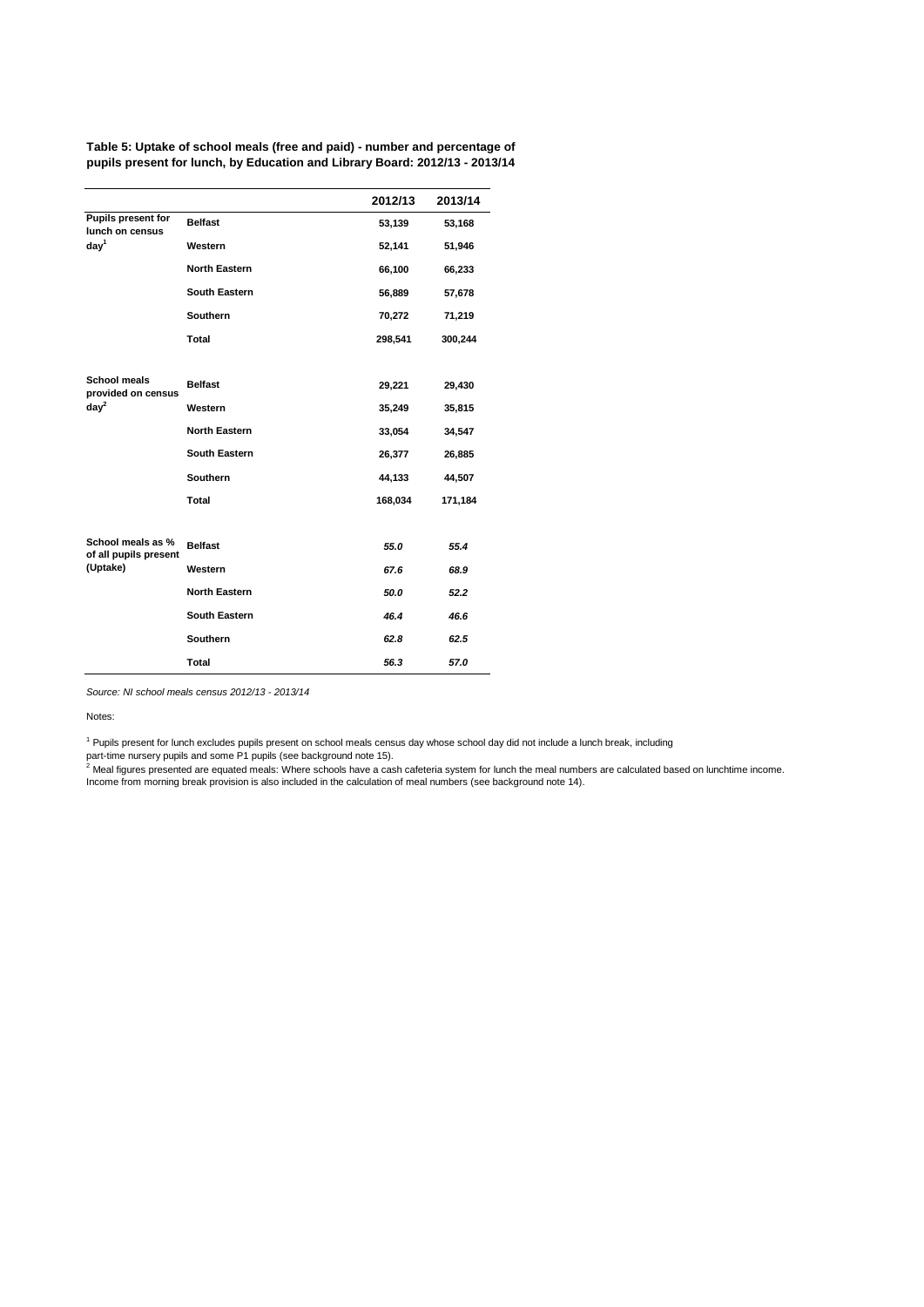**Table 5: Uptake of school meals (free and paid) - number and percentage of pupils present for lunch, by Education and Library Board: 2012/13 - 2013/14**

| | | 2012/13 | 2013/14 |
|---|---|---|---|
| **Pupils present for lunch on census day**[1] | **Belfast** | **53,139** | **53,168** |
| | **Western** | **52,141** | **51,946** |
| | **North Eastern** | **66,100** | **66,233** |
| | **South Eastern** | **56,889** | **57,678** |
| | **Southern** | **70,272** | **71,219** |
| | **Total** | **298,541** | **300,244** |
| **School meals provided on census day**[2] | **Belfast** | **29,221** | **29,430** |
| | **Western** | **35,249** | **35,815** |
| | **North Eastern** | **33,054** | **34,547** |
| | **South Eastern** | **26,377** | **26,885** |
| | **Southern** | **44,133** | **44,507** |
| | **Total** | **168,034** | **171,184** |
| **School meals as % of all pupils present (Uptake)** | **Belfast** | ***55.0*** | ***55.4*** |
| | **Western** | ***67.6*** | ***68.9*** |
| | **North Eastern** | ***50.0*** | ***52.2*** |
| | **South Eastern** | ***46.4*** | ***46.6*** |
| | **Southern** | ***62.8*** | ***62.5*** |
| | **Total** | ***56.3*** | ***57.0*** |

*Source: NI school meals census 2012/13 - 2013/14*

Notes:

[1] Pupils present for lunch excludes pupils present on school meals census day whose school day did not include a lunch break, including part-time nursery pupils and some P1 pupils (see background note 15).

[2] Meal figures presented are equated meals: Where schools have a cash cafeteria system for lunch the meal numbers are calculated based on lunchtime income. Income from morning break provision is also included in the calculation of meal numbers (see background note 14).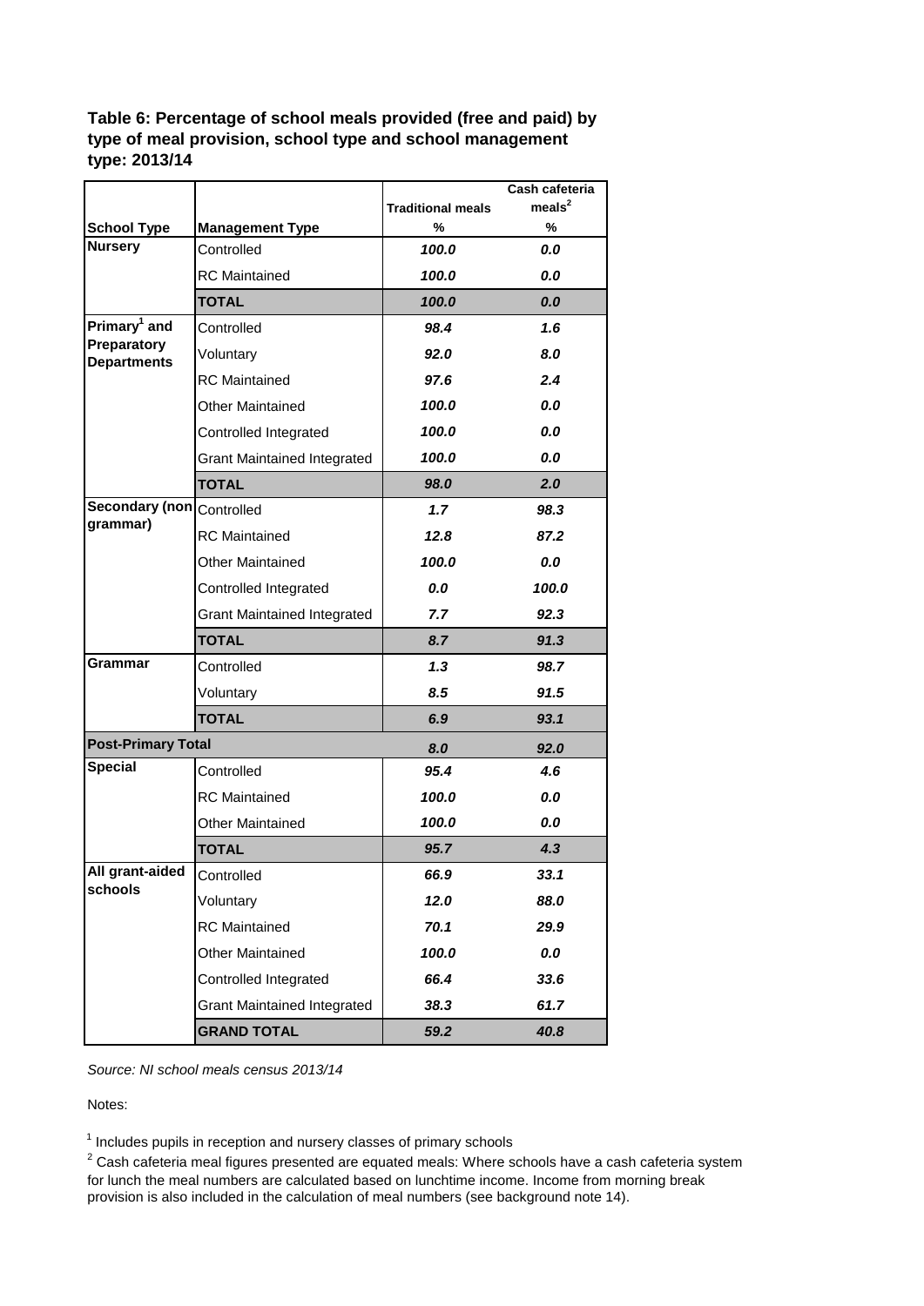**Table 6: Percentage of school meals provided (free and paid) by type of meal provision, school type and school management type: 2013/14**

| School Type | Management Type | Traditional meals % | Cash cafeteria meals[2] % |
|---|---|---|---|
| **Nursery** | Controlled | ***100.0*** | ***0.0*** |
| | RC Maintained | ***100.0*** | ***0.0*** |
| | **TOTAL** | ***100.0*** | ***0.0*** |
| **Primary[1] and Preparatory Departments** | Controlled | ***98.4*** | ***1.6*** |
| | Voluntary | ***92.0*** | ***8.0*** |
| | RC Maintained | ***97.6*** | ***2.4*** |
| | Other Maintained | ***100.0*** | ***0.0*** |
| | Controlled Integrated | ***100.0*** | ***0.0*** |
| | Grant Maintained Integrated | ***100.0*** | ***0.0*** |
| | **TOTAL** | ***98.0*** | ***2.0*** |
| **Secondary (non grammar)** | Controlled | ***1.7*** | ***98.3*** |
| | RC Maintained | ***12.8*** | ***87.2*** |
| | Other Maintained | ***100.0*** | ***0.0*** |
| | Controlled Integrated | ***0.0*** | ***100.0*** |
| | Grant Maintained Integrated | ***7.7*** | ***92.3*** |
| | **TOTAL** | ***8.7*** | ***91.3*** |
| **Grammar** | Controlled | ***1.3*** | ***98.7*** |
| | Voluntary | ***8.5*** | ***91.5*** |
| | **TOTAL** | ***6.9*** | ***93.1*** |
| **Post-Primary Total** | | ***8.0*** | ***92.0*** |
| **Special** | Controlled | ***95.4*** | ***4.6*** |
| | RC Maintained | ***100.0*** | ***0.0*** |
| | Other Maintained | ***100.0*** | ***0.0*** |
| | **TOTAL** | ***95.7*** | ***4.3*** |
| **All grant-aided schools** | Controlled | ***66.9*** | ***33.1*** |
| | Voluntary | ***12.0*** | ***88.0*** |
| | RC Maintained | ***70.1*** | ***29.9*** |
| | Other Maintained | ***100.0*** | ***0.0*** |
| | Controlled Integrated | ***66.4*** | ***33.6*** |
| | Grant Maintained Integrated | ***38.3*** | ***61.7*** |
| | **GRAND TOTAL** | ***59.2*** | ***40.8*** |

*Source: NI school meals census 2013/14*

Notes:

[1] Includes pupils in reception and nursery classes of primary schools

[2] Cash cafeteria meal figures presented are equated meals: Where schools have a cash cafeteria system for lunch the meal numbers are calculated based on lunchtime income. Income from morning break provision is also included in the calculation of meal numbers (see background note 14).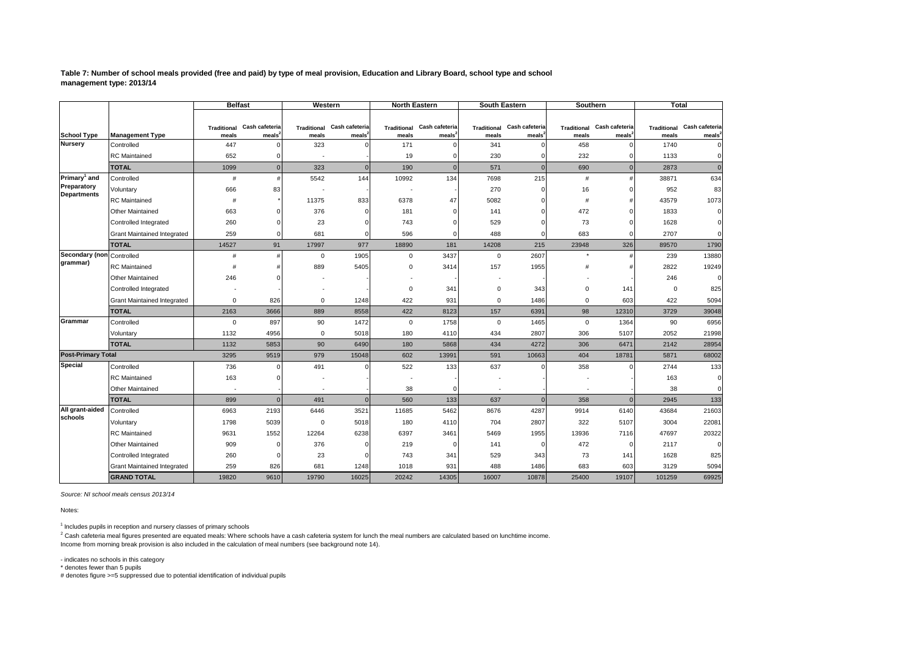**Table 7: Number of school meals provided (free and paid) by type of meal provision, Education and Library Board, school type and school management type: 2013/14**

| School Type | Management Type | Belfast | | Western | | North Eastern | | South Eastern | | Southern | | Total | |
|---|---|---|---|---|---|---|---|---|---|---|---|---|---|
| | | Traditional meals | Cash cafeteria meals[2] | Traditional meals | Cash cafeteria meals[2] | Traditional meals | Cash cafeteria meals[2] | Traditional meals | Cash cafeteria meals[2] | Traditional meals | Cash cafeteria meals[2] | Traditional meals | Cash cafeteria meals[2] |
| Nursery | Controlled | 447 | 0 | 323 | 0 | 171 | 0 | 341 | 0 | 458 | 0 | 1740 | 0 |
| | RC Maintained | 652 | 0 | - | - | 19 | 0 | 230 | 0 | 232 | 0 | 1133 | 0 |
| | **TOTAL** | 1099 | 0 | 323 | 0 | 190 | 0 | 571 | 0 | 690 | 0 | 2873 | 0 |
| Primary[1] and Preparatory Departments | Controlled | # | # | 5542 | 144 | 10992 | 134 | 7698 | 215 | # | # | 38871 | 634 |
| | Voluntary | 666 | 83 | - | - | - | - | 270 | 0 | 16 | 0 | 952 | 83 |
| | RC Maintained | # | * | 11375 | 833 | 6378 | 47 | 5082 | 0 | # | # | 43579 | 1073 |
| | Other Maintained | 663 | 0 | 376 | 0 | 181 | 0 | 141 | 0 | 472 | 0 | 1833 | 0 |
| | Controlled Integrated | 260 | 0 | 23 | 0 | 743 | 0 | 529 | 0 | 73 | 0 | 1628 | 0 |
| | Grant Maintained Integrated | 259 | 0 | 681 | 0 | 596 | 0 | 488 | 0 | 683 | 0 | 2707 | 0 |
| | **TOTAL** | 14527 | 91 | 17997 | 977 | 18890 | 181 | 14208 | 215 | 23948 | 326 | 89570 | 1790 |
| Secondary (non grammar) | Controlled | # | # | 0 | 1905 | 0 | 3437 | 0 | 2607 | * | # | 239 | 13880 |
| | RC Maintained | # | # | 889 | 5405 | 0 | 3414 | 157 | 1955 | # | # | 2822 | 19249 |
| | Other Maintained | 246 | 0 | - | - | - | - | - | - | - | - | 246 | 0 |
| | Controlled Integrated | - | - | - | - | 0 | 341 | 0 | 343 | 0 | 141 | 0 | 825 |
| | Grant Maintained Integrated | 0 | 826 | 0 | 1248 | 422 | 931 | 0 | 1486 | 0 | 603 | 422 | 5094 |
| | **TOTAL** | 2163 | 3666 | 889 | 8558 | 422 | 8123 | 157 | 6391 | 98 | 12310 | 3729 | 39048 |
| Grammar | Controlled | 0 | 897 | 90 | 1472 | 0 | 1758 | 0 | 1465 | 0 | 1364 | 90 | 6956 |
| | Voluntary | 1132 | 4956 | 0 | 5018 | 180 | 4110 | 434 | 2807 | 306 | 5107 | 2052 | 21998 |
| | **TOTAL** | 1132 | 5853 | 90 | 6490 | 180 | 5868 | 434 | 4272 | 306 | 6471 | 2142 | 28954 |
| **Post-Primary Total** | | 3295 | 9519 | 979 | 15048 | 602 | 13991 | 591 | 10663 | 404 | 18781 | 5871 | 68002 |
| Special | Controlled | 736 | 0 | 491 | 0 | 522 | 133 | 637 | 0 | 358 | 0 | 2744 | 133 |
| | RC Maintained | 163 | 0 | - | - | - | - | - | - | - | - | 163 | 0 |
| | Other Maintained | - | - | - | - | 38 | 0 | - | - | - | - | 38 | 0 |
| | **TOTAL** | 899 | 0 | 491 | 0 | 560 | 133 | 637 | 0 | 358 | 0 | 2945 | 133 |
| All grant-aided schools | Controlled | 6963 | 2193 | 6446 | 3521 | 11685 | 5462 | 8676 | 4287 | 9914 | 6140 | 43684 | 21603 |
| | Voluntary | 1798 | 5039 | 0 | 5018 | 180 | 4110 | 704 | 2807 | 322 | 5107 | 3004 | 22081 |
| | RC Maintained | 9631 | 1552 | 12264 | 6238 | 6397 | 3461 | 5469 | 1955 | 13936 | 7116 | 47697 | 20322 |
| | Other Maintained | 909 | 0 | 376 | 0 | 219 | 0 | 141 | 0 | 472 | 0 | 2117 | 0 |
| | Controlled Integrated | 260 | 0 | 23 | 0 | 743 | 341 | 529 | 343 | 73 | 141 | 1628 | 825 |
| | Grant Maintained Integrated | 259 | 826 | 681 | 1248 | 1018 | 931 | 488 | 1486 | 683 | 603 | 3129 | 5094 |
| | **GRAND TOTAL** | 19820 | 9610 | 19790 | 16025 | 20242 | 14305 | 16007 | 10878 | 25400 | 19107 | 101259 | 69925 |

*Source: NI school meals census 2013/14*

Notes:

[1] Includes pupils in reception and nursery classes of primary schools

[2] Cash cafeteria meal figures presented are equated meals: Where schools have a cash cafeteria system for lunch the meal numbers are calculated based on lunchtime income.
Income from morning break provision is also included in the calculation of meal numbers (see background note 14).

- indicates no schools in this category

* denotes fewer than 5 pupils

# denotes figure >=5 suppressed due to potential identification of individual pupils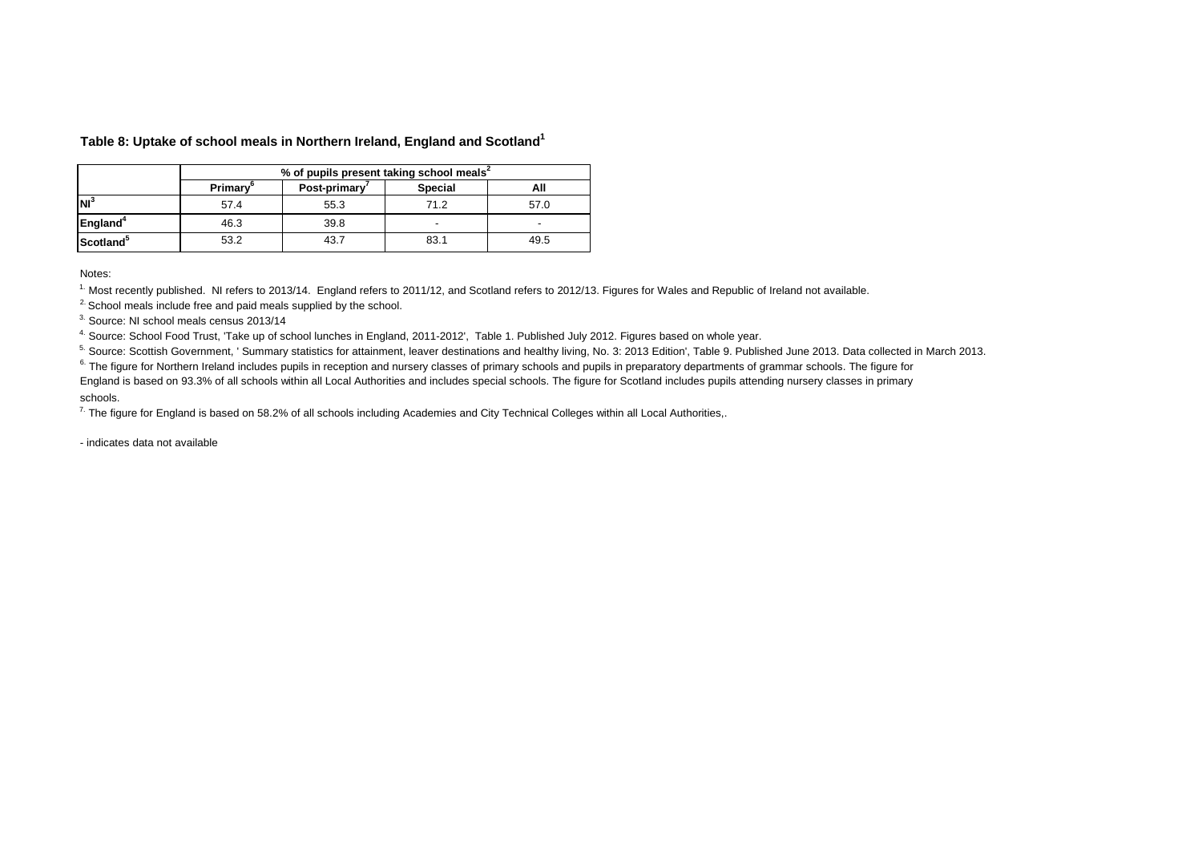### Table 8: Uptake of school meals in Northern Ireland, England and Scotland[1]

| | % of pupils present taking school meals[2] | | | |
|---|---|---|---|---|
| | Primary[6] | Post-primary[7] | Special | All |
| NI[3] | 57.4 | 55.3 | 71.2 | 57.0 |
| England[4] | 46.3 | 39.8 | - | - |
| Scotland[5] | 53.2 | 43.7 | 83.1 | 49.5 |

Notes:

[1] Most recently published. NI refers to 2013/14. England refers to 2011/12, and Scotland refers to 2012/13. Figures for Wales and Republic of Ireland not available.

[2] School meals include free and paid meals supplied by the school.

[3] Source: NI school meals census 2013/14

[4] Source: School Food Trust, 'Take up of school lunches in England, 2011-2012', Table 1. Published July 2012. Figures based on whole year.

[5] Source: Scottish Government, ' Summary statistics for attainment, leaver destinations and healthy living, No. 3: 2013 Edition', Table 9. Published June 2013. Data collected in March 2013.

[6] The figure for Northern Ireland includes pupils in reception and nursery classes of primary schools and pupils in preparatory departments of grammar schools. The figure for England is based on 93.3% of all schools within all Local Authorities and includes special schools. The figure for Scotland includes pupils attending nursery classes in primary schools.

[7] The figure for England is based on 58.2% of all schools including Academies and City Technical Colleges within all Local Authorities,.

- indicates data not available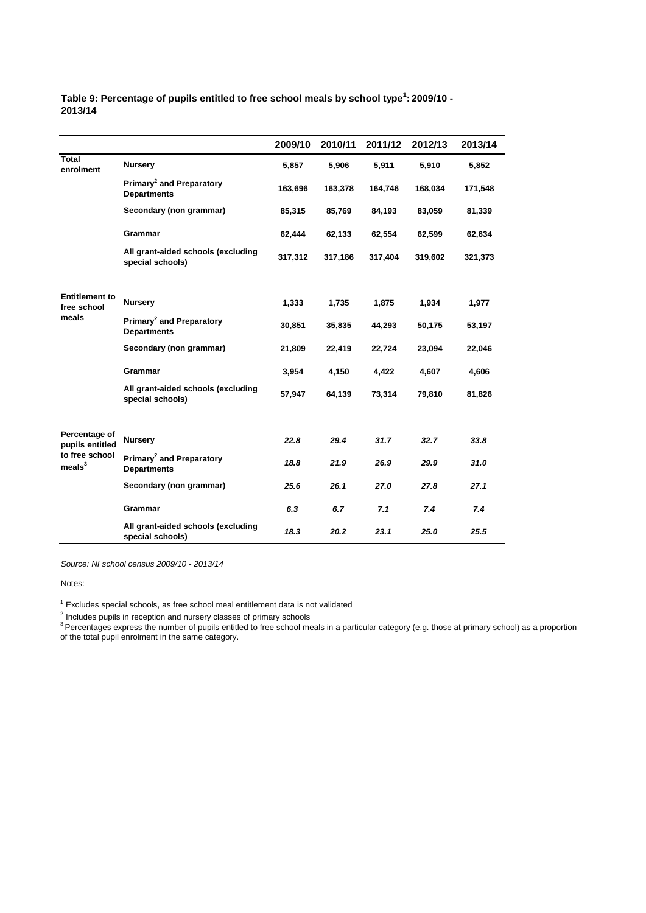**Table 9: Percentage of pupils entitled to free school meals by school type[1]: 2009/10 - 2013/14**

| | | 2009/10 | 2010/11 | 2011/12 | 2012/13 | 2013/14 |
|---|---|---|---|---|---|---|
| **Total enrolment** | **Nursery** | **5,857** | **5,906** | **5,911** | **5,910** | **5,852** |
| | **Primary[2] and Preparatory Departments** | **163,696** | **163,378** | **164,746** | **168,034** | **171,548** |
| | **Secondary (non grammar)** | **85,315** | **85,769** | **84,193** | **83,059** | **81,339** |
| | **Grammar** | **62,444** | **62,133** | **62,554** | **62,599** | **62,634** |
| | **All grant-aided schools (excluding special schools)** | **317,312** | **317,186** | **317,404** | **319,602** | **321,373** |
| **Entitlement to free school meals** | **Nursery** | **1,333** | **1,735** | **1,875** | **1,934** | **1,977** |
| | **Primary[2] and Preparatory Departments** | **30,851** | **35,835** | **44,293** | **50,175** | **53,197** |
| | **Secondary (non grammar)** | **21,809** | **22,419** | **22,724** | **23,094** | **22,046** |
| | **Grammar** | **3,954** | **4,150** | **4,422** | **4,607** | **4,606** |
| | **All grant-aided schools (excluding special schools)** | **57,947** | **64,139** | **73,314** | **79,810** | **81,826** |
| **Percentage of pupils entitled to free school meals[3]** | **Nursery** | ***22.8*** | ***29.4*** | ***31.7*** | ***32.7*** | ***33.8*** |
| | **Primary[2] and Preparatory Departments** | ***18.8*** | ***21.9*** | ***26.9*** | ***29.9*** | ***31.0*** |
| | **Secondary (non grammar)** | ***25.6*** | ***26.1*** | ***27.0*** | ***27.8*** | ***27.1*** |
| | **Grammar** | ***6.3*** | ***6.7*** | ***7.1*** | ***7.4*** | ***7.4*** |
| | **All grant-aided schools (excluding special schools)** | ***18.3*** | ***20.2*** | ***23.1*** | ***25.0*** | ***25.5*** |

*Source: NI school census 2009/10 - 2013/14*

Notes:

[1] Excludes special schools, as free school meal entitlement data is not validated

[2] Includes pupils in reception and nursery classes of primary schools

[3] Percentages express the number of pupils entitled to free school meals in a particular category (e.g. those at primary school) as a proportion of the total pupil enrolment in the same category.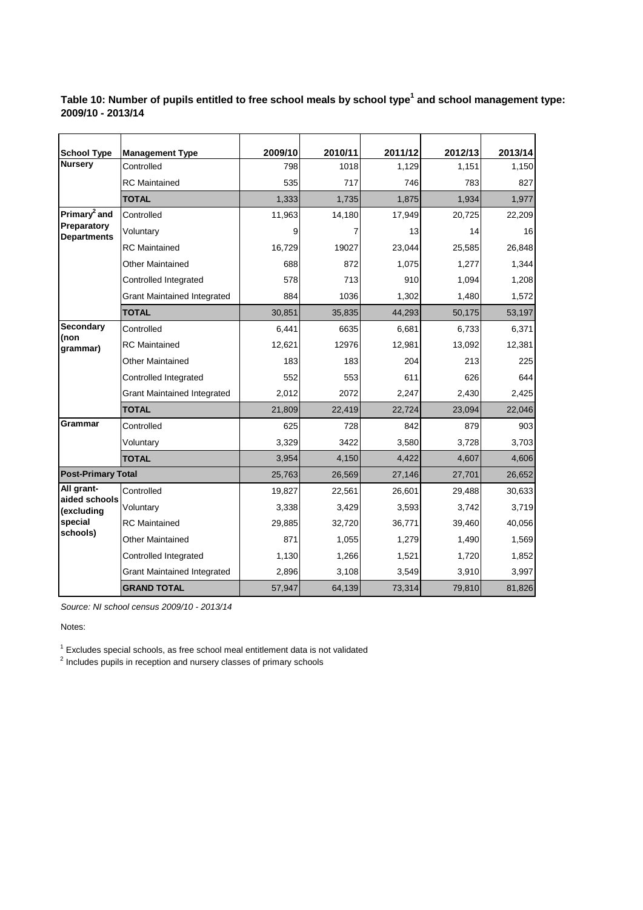**Table 10: Number of pupils entitled to free school meals by school type[1] and school management type: 2009/10 - 2013/14**

| School Type | Management Type | 2009/10 | 2010/11 | 2011/12 | 2012/13 | 2013/14 |
|---|---|---|---|---|---|---|
| **Nursery** | Controlled | 798 | 1018 | 1,129 | 1,151 | 1,150 |
| | RC Maintained | 535 | 717 | 746 | 783 | 827 |
| | **TOTAL** | 1,333 | 1,735 | 1,875 | 1,934 | 1,977 |
| **Primary[2] and Preparatory Departments** | Controlled | 11,963 | 14,180 | 17,949 | 20,725 | 22,209 |
| | Voluntary | 9 | 7 | 13 | 14 | 16 |
| | RC Maintained | 16,729 | 19027 | 23,044 | 25,585 | 26,848 |
| | Other Maintained | 688 | 872 | 1,075 | 1,277 | 1,344 |
| | Controlled Integrated | 578 | 713 | 910 | 1,094 | 1,208 |
| | Grant Maintained Integrated | 884 | 1036 | 1,302 | 1,480 | 1,572 |
| | **TOTAL** | 30,851 | 35,835 | 44,293 | 50,175 | 53,197 |
| **Secondary (non grammar)** | Controlled | 6,441 | 6635 | 6,681 | 6,733 | 6,371 |
| | RC Maintained | 12,621 | 12976 | 12,981 | 13,092 | 12,381 |
| | Other Maintained | 183 | 183 | 204 | 213 | 225 |
| | Controlled Integrated | 552 | 553 | 611 | 626 | 644 |
| | Grant Maintained Integrated | 2,012 | 2072 | 2,247 | 2,430 | 2,425 |
| | **TOTAL** | 21,809 | 22,419 | 22,724 | 23,094 | 22,046 |
| **Grammar** | Controlled | 625 | 728 | 842 | 879 | 903 |
| | Voluntary | 3,329 | 3422 | 3,580 | 3,728 | 3,703 |
| | **TOTAL** | 3,954 | 4,150 | 4,422 | 4,607 | 4,606 |
| **Post-Primary Total** | | 25,763 | 26,569 | 27,146 | 27,701 | 26,652 |
| **All grant-aided schools (excluding special schools)** | Controlled | 19,827 | 22,561 | 26,601 | 29,488 | 30,633 |
| | Voluntary | 3,338 | 3,429 | 3,593 | 3,742 | 3,719 |
| | RC Maintained | 29,885 | 32,720 | 36,771 | 39,460 | 40,056 |
| | Other Maintained | 871 | 1,055 | 1,279 | 1,490 | 1,569 |
| | Controlled Integrated | 1,130 | 1,266 | 1,521 | 1,720 | 1,852 |
| | Grant Maintained Integrated | 2,896 | 3,108 | 3,549 | 3,910 | 3,997 |
| | **GRAND TOTAL** | 57,947 | 64,139 | 73,314 | 79,810 | 81,826 |

*Source: NI school census 2009/10 - 2013/14*

Notes:

[1] Excludes special schools, as free school meal entitlement data is not validated

[2] Includes pupils in reception and nursery classes of primary schools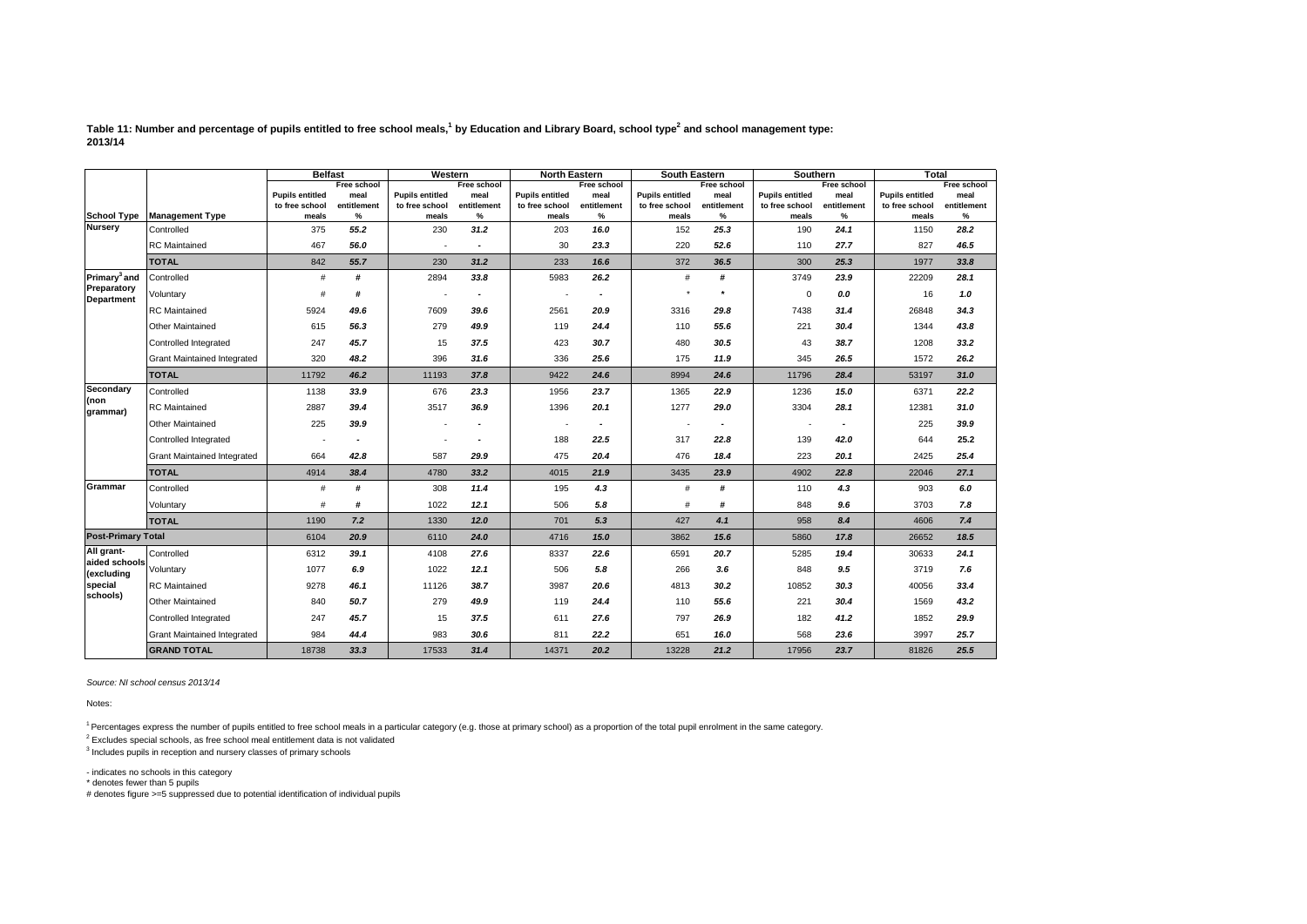**Table 11: Number and percentage of pupils entitled to free school meals,[1] by Education and Library Board, school type[2] and school management type: 2013/14**

| | | Belfast | | Western | | North Eastern | | South Eastern | | Southern | | Total | |
|---|---|---|---|---|---|---|---|---|---|---|---|---|---|
| School Type | Management Type | Pupils entitled to free school meals | Free school meal entitlement % | Pupils entitled to free school meals | Free school meal entitlement % | Pupils entitled to free school meals | Free school meal entitlement % | Pupils entitled to free school meals | Free school meal entitlement % | Pupils entitled to free school meals | Free school meal entitlement % | Pupils entitled to free school meals | Free school meal entitlement % |
| Nursery | Controlled | 375 | ***55.2*** | 230 | ***31.2*** | 203 | ***16.0*** | 152 | ***25.3*** | 190 | ***24.1*** | 1150 | ***28.2*** |
| | RC Maintained | 467 | ***56.0*** | - | - | 30 | ***23.3*** | 220 | ***52.6*** | 110 | ***27.7*** | 827 | ***46.5*** |
| | **TOTAL** | 842 | ***55.7*** | 230 | ***31.2*** | 233 | ***16.6*** | 372 | ***36.5*** | 300 | ***25.3*** | 1977 | ***33.8*** |
| Primary[3] and Preparatory Department | Controlled | # | # | 2894 | ***33.8*** | 5983 | ***26.2*** | # | # | 3749 | ***23.9*** | 22209 | ***28.1*** |
| | Voluntary | # | # | - | - | - | - | * | * | 0 | ***0.0*** | 16 | ***1.0*** |
| | RC Maintained | 5924 | ***49.6*** | 7609 | ***39.6*** | 2561 | ***20.9*** | 3316 | ***29.8*** | 7438 | ***31.4*** | 26848 | ***34.3*** |
| | Other Maintained | 615 | ***56.3*** | 279 | ***49.9*** | 119 | ***24.4*** | 110 | ***55.6*** | 221 | ***30.4*** | 1344 | ***43.8*** |
| | Controlled Integrated | 247 | ***45.7*** | 15 | ***37.5*** | 423 | ***30.7*** | 480 | ***30.5*** | 43 | ***38.7*** | 1208 | ***33.2*** |
| | Grant Maintained Integrated | 320 | ***48.2*** | 396 | ***31.6*** | 336 | ***25.6*** | 175 | ***11.9*** | 345 | ***26.5*** | 1572 | ***26.2*** |
| | **TOTAL** | 11792 | ***46.2*** | 11193 | ***37.8*** | 9422 | ***24.6*** | 8994 | ***24.6*** | 11796 | ***28.4*** | 53197 | ***31.0*** |
| Secondary (non grammar) | Controlled | 1138 | ***33.9*** | 676 | ***23.3*** | 1956 | ***23.7*** | 1365 | ***22.9*** | 1236 | ***15.0*** | 6371 | ***22.2*** |
| | RC Maintained | 2887 | ***39.4*** | 3517 | ***36.9*** | 1396 | ***20.1*** | 1277 | ***29.0*** | 3304 | ***28.1*** | 12381 | ***31.0*** |
| | Other Maintained | 225 | ***39.9*** | - | - | - | - | - | - | - | - | 225 | ***39.9*** |
| | Controlled Integrated | - | - | - | - | 188 | ***22.5*** | 317 | ***22.8*** | 139 | ***42.0*** | 644 | ***25.2*** |
| | Grant Maintained Integrated | 664 | ***42.8*** | 587 | ***29.9*** | 475 | ***20.4*** | 476 | ***18.4*** | 223 | ***20.1*** | 2425 | ***25.4*** |
| | **TOTAL** | 4914 | ***38.4*** | 4780 | ***33.2*** | 4015 | ***21.9*** | 3435 | ***23.9*** | 4902 | ***22.8*** | 22046 | ***27.1*** |
| Grammar | Controlled | # | # | 308 | ***11.4*** | 195 | ***4.3*** | # | # | 110 | ***4.3*** | 903 | ***6.0*** |
| | Voluntary | # | # | 1022 | ***12.1*** | 506 | ***5.8*** | # | # | 848 | ***9.6*** | 3703 | ***7.8*** |
| | **TOTAL** | 1190 | ***7.2*** | 1330 | ***12.0*** | 701 | ***5.3*** | 427 | ***4.1*** | 958 | ***8.4*** | 4606 | ***7.4*** |
| **Post-Primary Total** | | 6104 | ***20.9*** | 6110 | ***24.0*** | 4716 | ***15.0*** | 3862 | ***15.6*** | 5860 | ***17.8*** | 26652 | ***18.5*** |
| All grant-aided schools (excluding special schools) | Controlled | 6312 | ***39.1*** | 4108 | ***27.6*** | 8337 | ***22.6*** | 6591 | ***20.7*** | 5285 | ***19.4*** | 30633 | ***24.1*** |
| | Voluntary | 1077 | ***6.9*** | 1022 | ***12.1*** | 506 | ***5.8*** | 266 | ***3.6*** | 848 | ***9.5*** | 3719 | ***7.6*** |
| | RC Maintained | 9278 | ***46.1*** | 11126 | ***38.7*** | 3987 | ***20.6*** | 4813 | ***30.2*** | 10852 | ***30.3*** | 40056 | ***33.4*** |
| | Other Maintained | 840 | ***50.7*** | 279 | ***49.9*** | 119 | ***24.4*** | 110 | ***55.6*** | 221 | ***30.4*** | 1569 | ***43.2*** |
| | Controlled Integrated | 247 | ***45.7*** | 15 | ***37.5*** | 611 | ***27.6*** | 797 | ***26.9*** | 182 | ***41.2*** | 1852 | ***29.9*** |
| | Grant Maintained Integrated | 984 | ***44.4*** | 983 | ***30.6*** | 811 | ***22.2*** | 651 | ***16.0*** | 568 | ***23.6*** | 3997 | ***25.7*** |
| | **GRAND TOTAL** | 18738 | ***33.3*** | 17533 | ***31.4*** | 14371 | ***20.2*** | 13228 | ***21.2*** | 17956 | ***23.7*** | 81826 | ***25.5*** |

*Source: NI school census 2013/14*

Notes:

[1] Percentages express the number of pupils entitled to free school meals in a particular category (e.g. those at primary school) as a proportion of the total pupil enrolment in the same category.

[2] Excludes special schools, as free school meal entitlement data is not validated

[3] Includes pupils in reception and nursery classes of primary schools

- indicates no schools in this category

* denotes fewer than 5 pupils

# denotes figure >=5 suppressed due to potential identification of individual pupils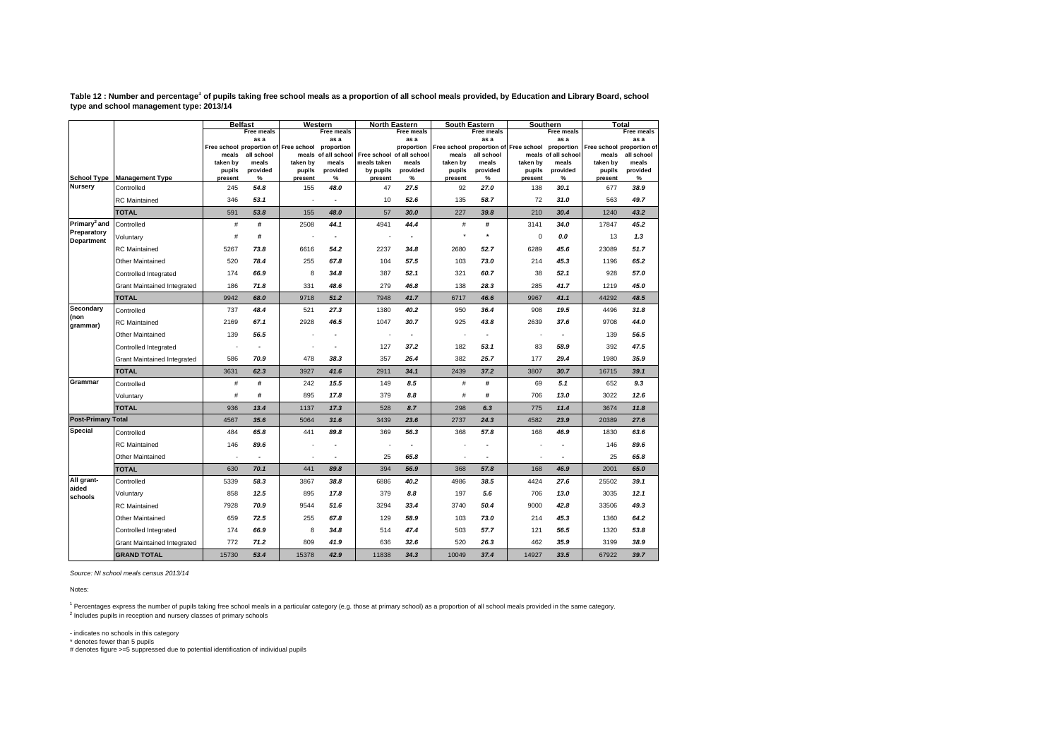**Table 12 : Number and percentage[1] of pupils taking free school meals as a proportion of all school meals provided, by Education and Library Board, school type and school management type: 2013/14**

| | | Belfast | | Western | | North Eastern | | South Eastern | | Southern | | Total | |
|---|---|---|---|---|---|---|---|---|---|---|---|---|---|
| School Type | Management Type | Free school meals taken by pupils present | Free meals as a proportion of all school meals provided % | Free school meals taken by pupils present | Free meals as a proportion of all school meals provided % | Free school meals taken by pupils present | Free meals as a proportion of all school meals provided % | Free school meals taken by pupils present | Free meals as a proportion of all school meals provided % | Free school meals taken by pupils present | Free meals as a proportion of all school meals provided % | Free school meals taken by pupils present | Free meals as a proportion of all school meals provided % |
| Nursery | Controlled | 245 | *54.8* | 155 | *48.0* | 47 | *27.5* | 92 | *27.0* | 138 | *30.1* | 677 | *38.9* |
| | RC Maintained | 346 | *53.1* | - | - | 10 | *52.6* | 135 | *58.7* | 72 | *31.0* | 563 | *49.7* |
| | **TOTAL** | 591 | *53.8* | 155 | *48.0* | 57 | *30.0* | 227 | *39.8* | 210 | *30.4* | 1240 | *43.2* |
| Primary[2] and Preparatory Department | Controlled | # | # | 2508 | *44.1* | 4941 | *44.4* | # | # | 3141 | *34.0* | 17847 | *45.2* |
| | Voluntary | # | # | - | - | - | - | * | * | 0 | *0.0* | 13 | *1.3* |
| | RC Maintained | 5267 | *73.8* | 6616 | *54.2* | 2237 | *34.8* | 2680 | *52.7* | 6289 | *45.6* | 23089 | *51.7* |
| | Other Maintained | 520 | *78.4* | 255 | *67.8* | 104 | *57.5* | 103 | *73.0* | 214 | *45.3* | 1196 | *65.2* |
| | Controlled Integrated | 174 | *66.9* | 8 | *34.8* | 387 | *52.1* | 321 | *60.7* | 38 | *52.1* | 928 | *57.0* |
| | Grant Maintained Integrated | 186 | *71.8* | 331 | *48.6* | 279 | *46.8* | 138 | *28.3* | 285 | *41.7* | 1219 | *45.0* |
| | **TOTAL** | 9942 | *68.0* | 9718 | *51.2* | 7948 | *41.7* | 6717 | *46.6* | 9967 | *41.1* | 44292 | *48.5* |
| Secondary (non grammar) | Controlled | 737 | *48.4* | 521 | *27.3* | 1380 | *40.2* | 950 | *36.4* | 908 | *19.5* | 4496 | *31.8* |
| | RC Maintained | 2169 | *67.1* | 2928 | *46.5* | 1047 | *30.7* | 925 | *43.8* | 2639 | *37.6* | 9708 | *44.0* |
| | Other Maintained | 139 | *56.5* | - | - | - | - | - | - | - | - | 139 | *56.5* |
| | Controlled Integrated | - | - | - | - | 127 | *37.2* | 182 | *53.1* | 83 | *58.9* | 392 | *47.5* |
| | Grant Maintained Integrated | 586 | *70.9* | 478 | *38.3* | 357 | *26.4* | 382 | *25.7* | 177 | *29.4* | 1980 | *35.9* |
| | **TOTAL** | 3631 | *62.3* | 3927 | *41.6* | 2911 | *34.1* | 2439 | *37.2* | 3807 | *30.7* | 16715 | *39.1* |
| Grammar | Controlled | # | # | 242 | *15.5* | 149 | *8.5* | # | # | 69 | *5.1* | 652 | *9.3* |
| | Voluntary | # | # | 895 | *17.8* | 379 | *8.8* | # | # | 706 | *13.0* | 3022 | *12.6* |
| | **TOTAL** | 936 | *13.4* | 1137 | *17.3* | 528 | *8.7* | 298 | *6.3* | 775 | *11.4* | 3674 | *11.8* |
| **Post-Primary Total** | | 4567 | *35.6* | 5064 | *31.6* | 3439 | *23.6* | 2737 | *24.3* | 4582 | *23.9* | 20389 | *27.6* |
| Special | Controlled | 484 | *65.8* | 441 | *89.8* | 369 | *56.3* | 368 | *57.8* | 168 | *46.9* | 1830 | *63.6* |
| | RC Maintained | 146 | *89.6* | - | - | - | - | - | - | - | - | 146 | *89.6* |
| | Other Maintained | - | - | - | - | 25 | *65.8* | - | - | - | - | 25 | *65.8* |
| | **TOTAL** | 630 | *70.1* | 441 | *89.8* | 394 | *56.9* | 368 | *57.8* | 168 | *46.9* | 2001 | *65.0* |
| All grant-aided schools | Controlled | 5339 | *58.3* | 3867 | *38.8* | 6886 | *40.2* | 4986 | *38.5* | 4424 | *27.6* | 25502 | *39.1* |
| | Voluntary | 858 | *12.5* | 895 | *17.8* | 379 | *8.8* | 197 | *5.6* | 706 | *13.0* | 3035 | *12.1* |
| | RC Maintained | 7928 | *70.9* | 9544 | *51.6* | 3294 | *33.4* | 3740 | *50.4* | 9000 | *42.8* | 33506 | *49.3* |
| | Other Maintained | 659 | *72.5* | 255 | *67.8* | 129 | *58.9* | 103 | *73.0* | 214 | *45.3* | 1360 | *64.2* |
| | Controlled Integrated | 174 | *66.9* | 8 | *34.8* | 514 | *47.4* | 503 | *57.7* | 121 | *56.5* | 1320 | *53.8* |
| | Grant Maintained Integrated | 772 | *71.2* | 809 | *41.9* | 636 | *32.6* | 520 | *26.3* | 462 | *35.9* | 3199 | *38.9* |
| | **GRAND TOTAL** | 15730 | *53.4* | 15378 | *42.9* | 11838 | *34.3* | 10049 | *37.4* | 14927 | *33.5* | 67922 | *39.7* |

*Source: NI school meals census 2013/14*

Notes:

[1] Percentages express the number of pupils taking free school meals in a particular category (e.g. those at primary school) as a proportion of all school meals provided in the same category.
[2] Includes pupils in reception and nursery classes of primary schools

- indicates no schools in this category
* denotes fewer than 5 pupils
# denotes figure >=5 suppressed due to potential identification of individual pupils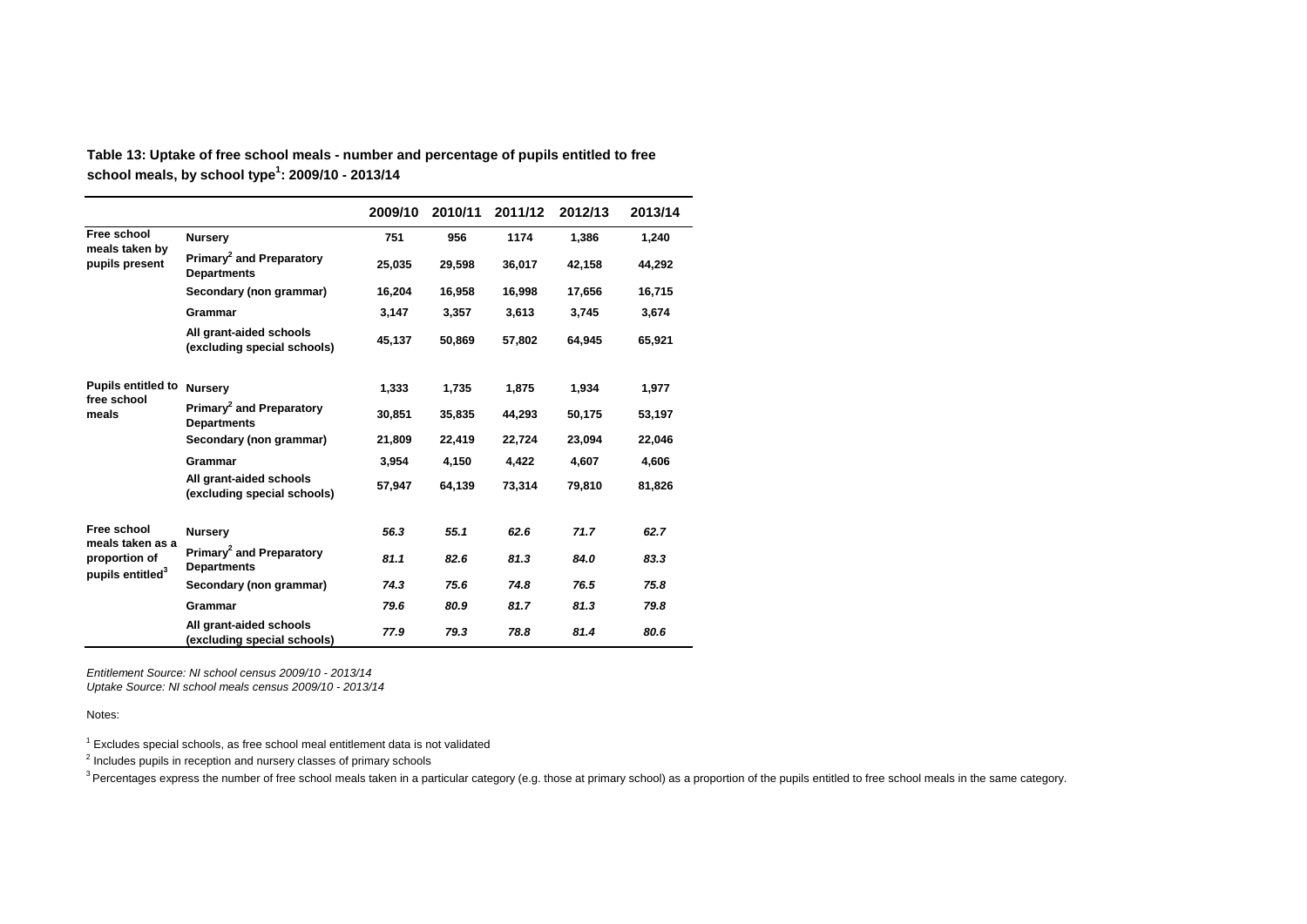**Table 13: Uptake of free school meals - number and percentage of pupils entitled to free school meals, by school type[1]: 2009/10 - 2013/14**

| | | 2009/10 | 2010/11 | 2011/12 | 2012/13 | 2013/14 |
|---|---|---|---|---|---|---|
| **Free school meals taken by pupils present** | **Nursery** | **751** | **956** | **1174** | **1,386** | **1,240** |
| | **Primary[2] and Preparatory Departments** | **25,035** | **29,598** | **36,017** | **42,158** | **44,292** |
| | **Secondary (non grammar)** | **16,204** | **16,958** | **16,998** | **17,656** | **16,715** |
| | **Grammar** | **3,147** | **3,357** | **3,613** | **3,745** | **3,674** |
| | **All grant-aided schools (excluding special schools)** | **45,137** | **50,869** | **57,802** | **64,945** | **65,921** |
| **Pupils entitled to free school meals** | **Nursery** | **1,333** | **1,735** | **1,875** | **1,934** | **1,977** |
| | **Primary[2] and Preparatory Departments** | **30,851** | **35,835** | **44,293** | **50,175** | **53,197** |
| | **Secondary (non grammar)** | **21,809** | **22,419** | **22,724** | **23,094** | **22,046** |
| | **Grammar** | **3,954** | **4,150** | **4,422** | **4,607** | **4,606** |
| | **All grant-aided schools (excluding special schools)** | **57,947** | **64,139** | **73,314** | **79,810** | **81,826** |
| **Free school meals taken as a proportion of pupils entitled[3]** | **Nursery** | ***56.3*** | ***55.1*** | ***62.6*** | ***71.7*** | ***62.7*** |
| | **Primary[2] and Preparatory Departments** | ***81.1*** | ***82.6*** | ***81.3*** | ***84.0*** | ***83.3*** |
| | **Secondary (non grammar)** | ***74.3*** | ***75.6*** | ***74.8*** | ***76.5*** | ***75.8*** |
| | **Grammar** | ***79.6*** | ***80.9*** | ***81.7*** | ***81.3*** | ***79.8*** |
| | **All grant-aided schools (excluding special schools)** | ***77.9*** | ***79.3*** | ***78.8*** | ***81.4*** | ***80.6*** |

*Entitlement Source: NI school census 2009/10 - 2013/14*
*Uptake Source: NI school meals census 2009/10 - 2013/14*

Notes:

[1] Excludes special schools, as free school meal entitlement data is not validated

[2] Includes pupils in reception and nursery classes of primary schools

[3] Percentages express the number of free school meals taken in a particular category (e.g. those at primary school) as a proportion of the pupils entitled to free school meals in the same category.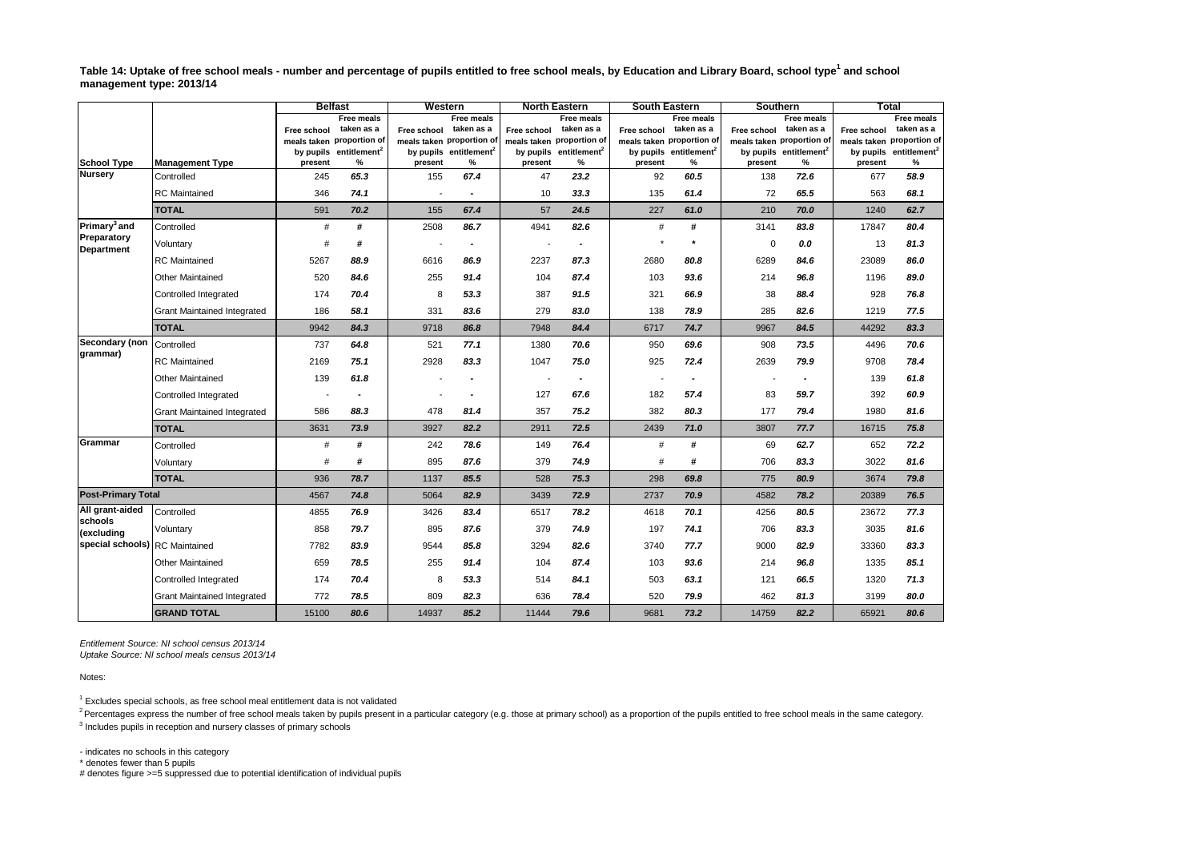**Table 14: Uptake of free school meals - number and percentage of pupils entitled to free school meals, by Education and Library Board, school type[1] and school management type: 2013/14**

| | | Belfast | | Western | | North Eastern | | South Eastern | | Southern | | Total | |
|---|---|---|---|---|---|---|---|---|---|---|---|---|---|
| School Type | Management Type | Free school meals taken by pupils present | Free meals taken as a proportion of entitlement[2] % | Free school meals taken by pupils present | Free meals taken as a proportion of entitlement[2] % | Free school meals taken by pupils present | Free meals taken as a proportion of entitlement[2] % | Free school meals taken by pupils present | Free meals taken as a proportion of entitlement[2] % | Free school meals taken by pupils present | Free meals taken as a proportion of entitlement[2] % | Free school meals taken by pupils present | Free meals taken as a proportion of entitlement[2] % |
| Nursery | Controlled | 245 | *65.3* | 155 | *67.4* | 47 | *23.2* | 92 | *60.5* | 138 | *72.6* | 677 | *58.9* |
| | RC Maintained | 346 | *74.1* | - | - | 10 | *33.3* | 135 | *61.4* | 72 | *65.5* | 563 | *68.1* |
| | **TOTAL** | 591 | *70.2* | 155 | *67.4* | 57 | *24.5* | 227 | *61.0* | 210 | *70.0* | 1240 | *62.7* |
| Primary[3] and Preparatory Department | Controlled | # | # | 2508 | *86.7* | 4941 | *82.6* | # | # | 3141 | *83.8* | 17847 | *80.4* |
| | Voluntary | # | # | - | - | - | - | * | * | 0 | *0.0* | 13 | *81.3* |
| | RC Maintained | 5267 | *88.9* | 6616 | *86.9* | 2237 | *87.3* | 2680 | *80.8* | 6289 | *84.6* | 23089 | *86.0* |
| | Other Maintained | 520 | *84.6* | 255 | *91.4* | 104 | *87.4* | 103 | *93.6* | 214 | *96.8* | 1196 | *89.0* |
| | Controlled Integrated | 174 | *70.4* | 8 | *53.3* | 387 | *91.5* | 321 | *66.9* | 38 | *88.4* | 928 | *76.8* |
| | Grant Maintained Integrated | 186 | *58.1* | 331 | *83.6* | 279 | *83.0* | 138 | *78.9* | 285 | *82.6* | 1219 | *77.5* |
| | **TOTAL** | 9942 | *84.3* | 9718 | *86.8* | 7948 | *84.4* | 6717 | *74.7* | 9967 | *84.5* | 44292 | *83.3* |
| Secondary (non grammar) | Controlled | 737 | *64.8* | 521 | *77.1* | 1380 | *70.6* | 950 | *69.6* | 908 | *73.5* | 4496 | *70.6* |
| | RC Maintained | 2169 | *75.1* | 2928 | *83.3* | 1047 | *75.0* | 925 | *72.4* | 2639 | *79.9* | 9708 | *78.4* |
| | Other Maintained | 139 | *61.8* | - | - | - | - | - | - | - | - | 139 | *61.8* |
| | Controlled Integrated | - | - | - | - | 127 | *67.6* | 182 | *57.4* | 83 | *59.7* | 392 | *60.9* |
| | Grant Maintained Integrated | 586 | *88.3* | 478 | *81.4* | 357 | *75.2* | 382 | *80.3* | 177 | *79.4* | 1980 | *81.6* |
| | **TOTAL** | 3631 | *73.9* | 3927 | *82.2* | 2911 | *72.5* | 2439 | *71.0* | 3807 | *77.7* | 16715 | *75.8* |
| Grammar | Controlled | # | # | 242 | *78.6* | 149 | *76.4* | # | # | 69 | *62.7* | 652 | *72.2* |
| | Voluntary | # | # | 895 | *87.6* | 379 | *74.9* | # | # | 706 | *83.3* | 3022 | *81.6* |
| | **TOTAL** | 936 | *78.7* | 1137 | *85.5* | 528 | *75.3* | 298 | *69.8* | 775 | *80.9* | 3674 | *79.8* |
| **Post-Primary Total** | | 4567 | *74.8* | 5064 | *82.9* | 3439 | *72.9* | 2737 | *70.9* | 4582 | *78.2* | 20389 | *76.5* |
| All grant-aided schools (excluding special schools) | Controlled | 4855 | *76.9* | 3426 | *83.4* | 6517 | *78.2* | 4618 | *70.1* | 4256 | *80.5* | 23672 | *77.3* |
| | Voluntary | 858 | *79.7* | 895 | *87.6* | 379 | *74.9* | 197 | *74.1* | 706 | *83.3* | 3035 | *81.6* |
| | RC Maintained | 7782 | *83.9* | 9544 | *85.8* | 3294 | *82.6* | 3740 | *77.7* | 9000 | *82.9* | 33360 | *83.3* |
| | Other Maintained | 659 | *78.5* | 255 | *91.4* | 104 | *87.4* | 103 | *93.6* | 214 | *96.8* | 1335 | *85.1* |
| | Controlled Integrated | 174 | *70.4* | 8 | *53.3* | 514 | *84.1* | 503 | *63.1* | 121 | *66.5* | 1320 | *71.3* |
| | Grant Maintained Integrated | 772 | *78.5* | 809 | *82.3* | 636 | *78.4* | 520 | *79.9* | 462 | *81.3* | 3199 | *80.0* |
| | **GRAND TOTAL** | 15100 | *80.6* | 14937 | *85.2* | 11444 | *79.6* | 9681 | *73.2* | 14759 | *82.2* | 65921 | *80.6* |

*Entitlement Source: NI school census 2013/14*
*Uptake Source: NI school meals census 2013/14*

Notes:

[1] Excludes special schools, as free school meal entitlement data is not validated
[2] Percentages express the number of free school meals taken by pupils present in a particular category (e.g. those at primary school) as a proportion of the pupils entitled to free school meals in the same category.
[3] Includes pupils in reception and nursery classes of primary schools

- indicates no schools in this category
* denotes fewer than 5 pupils
# denotes figure >=5 suppressed due to potential identification of individual pupils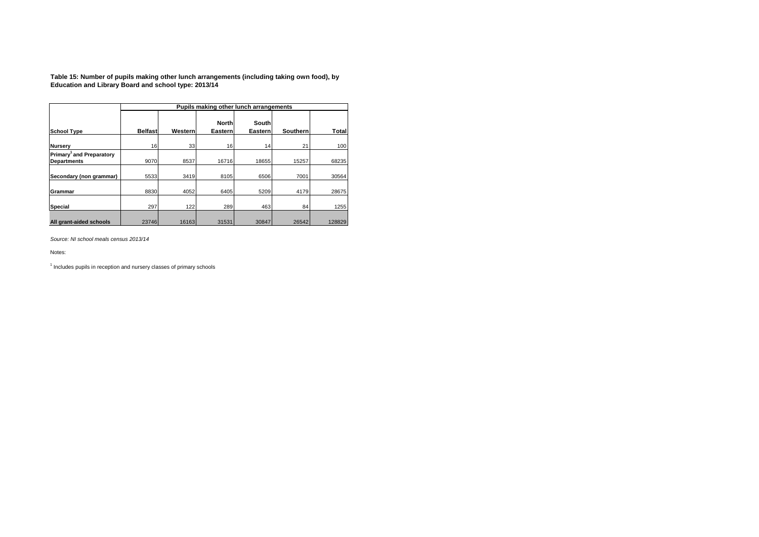**Table 15: Number of pupils making other lunch arrangements (including taking own food), by Education and Library Board and school type: 2013/14**

| | Pupils making other lunch arrangements | | | | | |
|---|---|---|---|---|---|---|
| School Type | Belfast | Western | North Eastern | South Eastern | Southern | Total |
| Nursery | 16 | 33 | 16 | 14 | 21 | 100 |
| Primary[1] and Preparatory Departments | 9070 | 8537 | 16716 | 18655 | 15257 | 68235 |
| Secondary (non grammar) | 5533 | 3419 | 8105 | 6506 | 7001 | 30564 |
| Grammar | 8830 | 4052 | 6405 | 5209 | 4179 | 28675 |
| Special | 297 | 122 | 289 | 463 | 84 | 1255 |
| All grant-aided schools | 23746 | 16163 | 31531 | 30847 | 26542 | 128829 |

*Source: NI school meals census 2013/14*

Notes:

[1] Includes pupils in reception and nursery classes of primary schools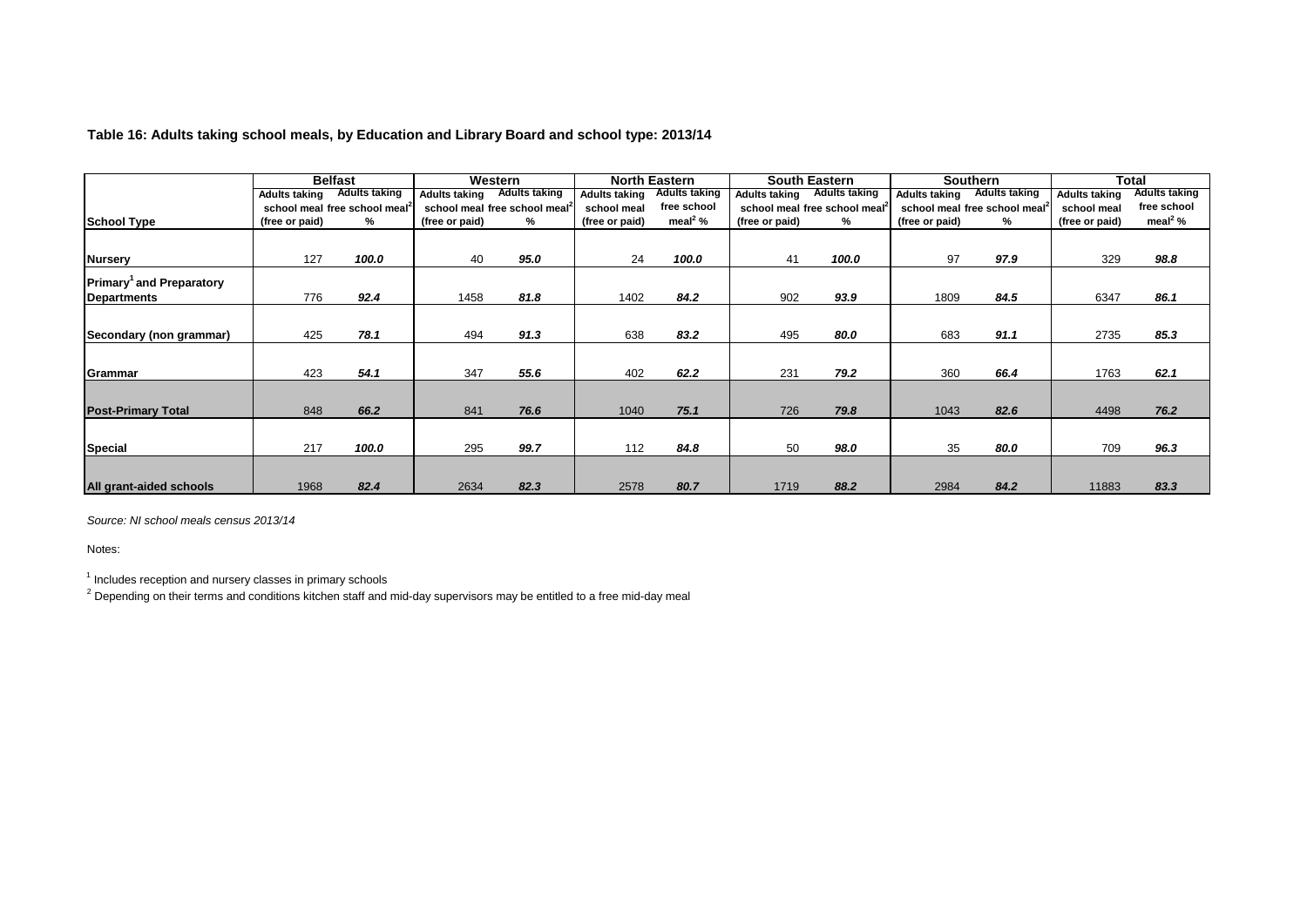**Table 16: Adults taking school meals, by Education and Library Board and school type: 2013/14**

| School Type | Belfast | | Western | | North Eastern | | South Eastern | | Southern | | Total | |
|---|---|---|---|---|---|---|---|---|---|---|---|---|
| | Adults taking school meal (free or paid) | Adults taking free school meal[2] % | Adults taking school meal (free or paid) | Adults taking free school meal[2] % | Adults taking school meal (free or paid) | Adults taking free school meal[2] % | Adults taking school meal (free or paid) | Adults taking free school meal[2] % | Adults taking school meal (free or paid) | Adults taking free school meal[2] % | Adults taking school meal (free or paid) | Adults taking free school meal[2] % |
| **Nursery** | 127 | ***100.0*** | 40 | ***95.0*** | 24 | ***100.0*** | 41 | ***100.0*** | 97 | ***97.9*** | 329 | ***98.8*** |
| **Primary[1] and Preparatory Departments** | 776 | ***92.4*** | 1458 | ***81.8*** | 1402 | ***84.2*** | 902 | ***93.9*** | 1809 | ***84.5*** | 6347 | ***86.1*** |
| **Secondary (non grammar)** | 425 | ***78.1*** | 494 | ***91.3*** | 638 | ***83.2*** | 495 | ***80.0*** | 683 | ***91.1*** | 2735 | ***85.3*** |
| **Grammar** | 423 | ***54.1*** | 347 | ***55.6*** | 402 | ***62.2*** | 231 | ***79.2*** | 360 | ***66.4*** | 1763 | ***62.1*** |
| **Post-Primary Total** | 848 | ***66.2*** | 841 | ***76.6*** | 1040 | ***75.1*** | 726 | ***79.8*** | 1043 | ***82.6*** | 4498 | ***76.2*** |
| **Special** | 217 | ***100.0*** | 295 | ***99.7*** | 112 | ***84.8*** | 50 | ***98.0*** | 35 | ***80.0*** | 709 | ***96.3*** |
| **All grant-aided schools** | 1968 | ***82.4*** | 2634 | ***82.3*** | 2578 | ***80.7*** | 1719 | ***88.2*** | 2984 | ***84.2*** | 11883 | ***83.3*** |

*Source: NI school meals census 2013/14*

Notes:

[1] Includes reception and nursery classes in primary schools

[2] Depending on their terms and conditions kitchen staff and mid-day supervisors may be entitled to a free mid-day meal